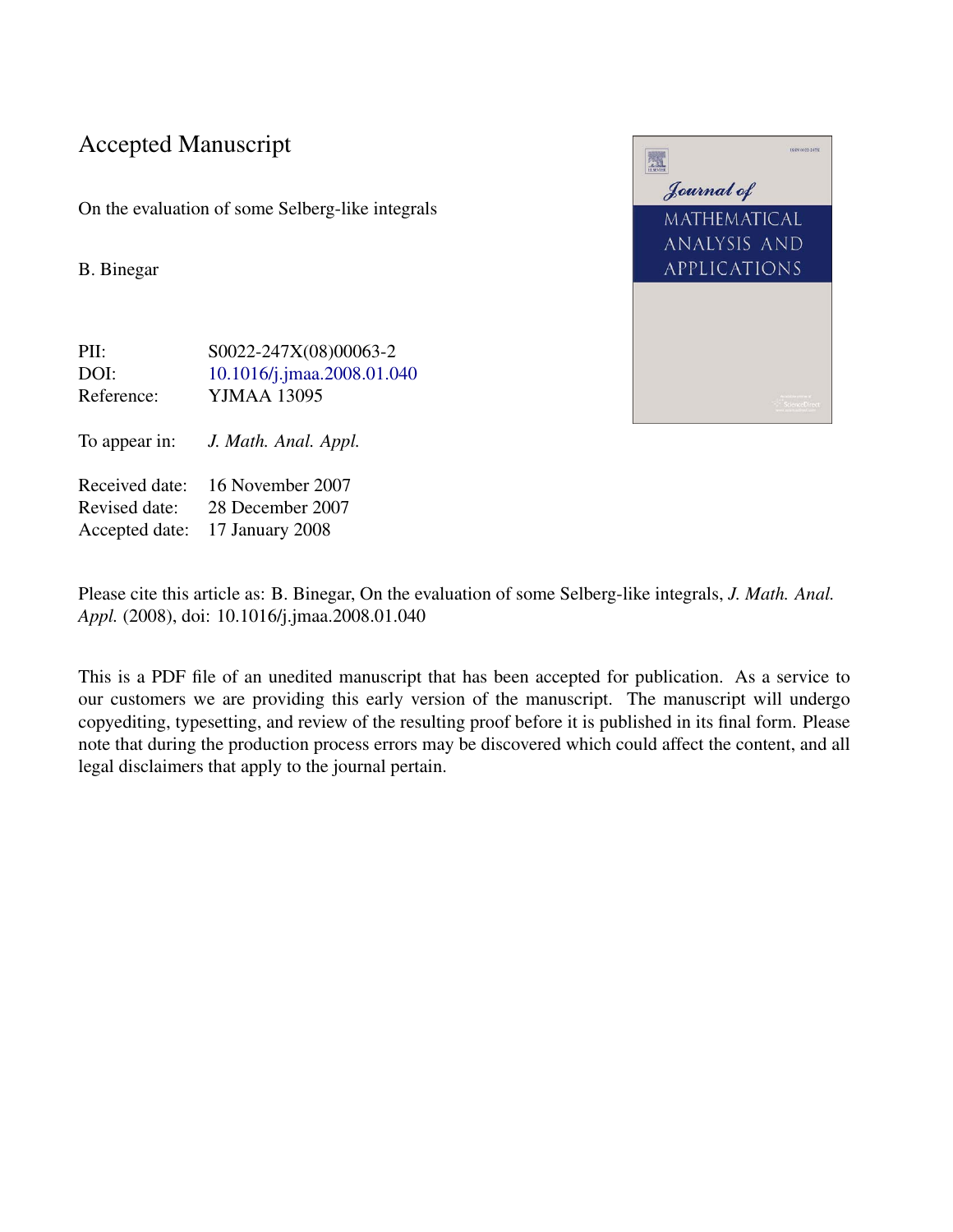# Accepted Manuscript

On the evaluation of some Selberg-like integrals

B. Binegar

| | |
|---|---|
| PII: | S0022-247X(08)00063-2 |
| DOI: | 10.1016/j.jmaa.2008.01.040 |
| Reference: | YJMAA 13095 |

To appear in: *J. Math. Anal. Appl.*

| | |
|---|---|
| Received date: | 16 November 2007 |
| Revised date: | 28 December 2007 |
| Accepted date: | 17 January 2008 |

Please cite this article as: B. Binegar, On the evaluation of some Selberg-like integrals, *J. Math. Anal. Appl.* (2008), doi: 10.1016/j.jmaa.2008.01.040

This is a PDF file of an unedited manuscript that has been accepted for publication. As a service to our customers we are providing this early version of the manuscript. The manuscript will undergo copyediting, typesetting, and review of the resulting proof before it is published in its final form. Please note that during the production process errors may be discovered which could affect the content, and all legal disclaimers that apply to the journal pertain.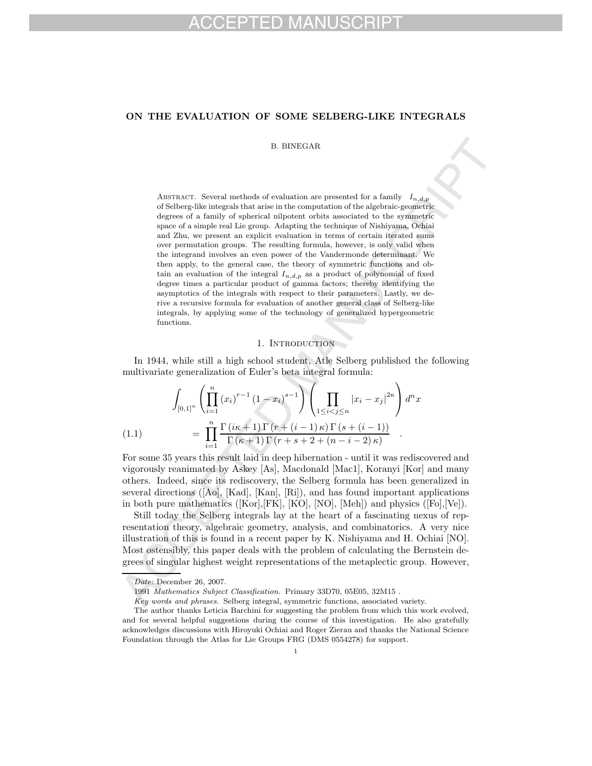# ON THE EVALUATION OF SOME SELBERG-LIKE INTEGRALS

B. BINEGAR

Abstract. Several methods of evaluation are presented for a family $I_{n,d,p}$ of Selberg-like integrals that arise in the computation of the algebraic-geometric degrees of a family of spherical nilpotent orbits associated to the symmetric space of a simple real Lie group. Adapting the technique of Nishiyama, Ochiai and Zhu, we present an explicit evaluation in terms of certain iterated sums over permutation groups. The resulting formula, however, is only valid when the integrand involves an even power of the Vandermonde determinant. We then apply, to the general case, the theory of symmetric functions and obtain an evaluation of the integral $I_{n,d,p}$ as a product of polynomial of fixed degree times a particular product of gamma factors; thereby identifying the asymptotics of the integrals with respect to their parameters. Lastly, we derive a recursive formula for evaluation of another general class of Selberg-like integrals, by applying some of the technology of generalized hypergeometric functions.

## 1. Introduction

In 1944, while still a high school student, Atle Selberg published the following multivariate generalization of Euler's beta integral formula:

$$
\begin{aligned}
&\int_{[0,1]^n} \left(\prod_{i=1}^{n} (x_i)^{r-1} (1-x_i)^{s-1}\right) \left(\prod_{1\leq i<j\leq n} |x_i - x_j|^{2\kappa}\right) d^n x \\
&\qquad = \prod_{i=1}^{n} \frac{\Gamma(i\kappa+1)\,\Gamma(r+(i-1)\kappa)\,\Gamma(s+(i-1))}{\Gamma(\kappa+1)\,\Gamma(r+s+2+(n-i-2)\kappa)} \quad . 
\end{aligned} \tag{1.1}
$$

For some 35 years this result laid in deep hibernation - until it was rediscovered and vigorously reanimated by Askey [As], Macdonald [Mac1], Koranyi [Kor] and many others. Indeed, since its rediscovery, the Selberg formula has been generalized in several directions ([Ao], [Kad], [Kan], [Ri]), and has found important applications in both pure mathematics ([Kor],[FK], [KO], [NO], [Meh]) and physics ([Fo],[Ve]).

Still today the Selberg integrals lay at the heart of a fascinating nexus of representation theory, algebraic geometry, analysis, and combinatorics. A very nice illustration of this is found in a recent paper by K. Nishiyama and H. Ochiai [NO]. Most ostensibly, this paper deals with the problem of calculating the Bernstein degrees of singular highest weight representations of the metaplectic group. However,

---

*Date*: December 26, 2007.

1991 *Mathematics Subject Classification.* Primary 33D70, 05E05, 32M15 .

*Key words and phrases.* Selberg integral, symmetric functions, associated variety.

The author thanks Leticia Barchini for suggesting the problem from which this work evolved, and for several helpful suggestions during the course of this investigation. He also gratefully acknowledges discussions with Hiroyuki Ochiai and Roger Zierau and thanks the National Science Foundation through the Atlas for Lie Groups FRG (DMS 0554278) for support.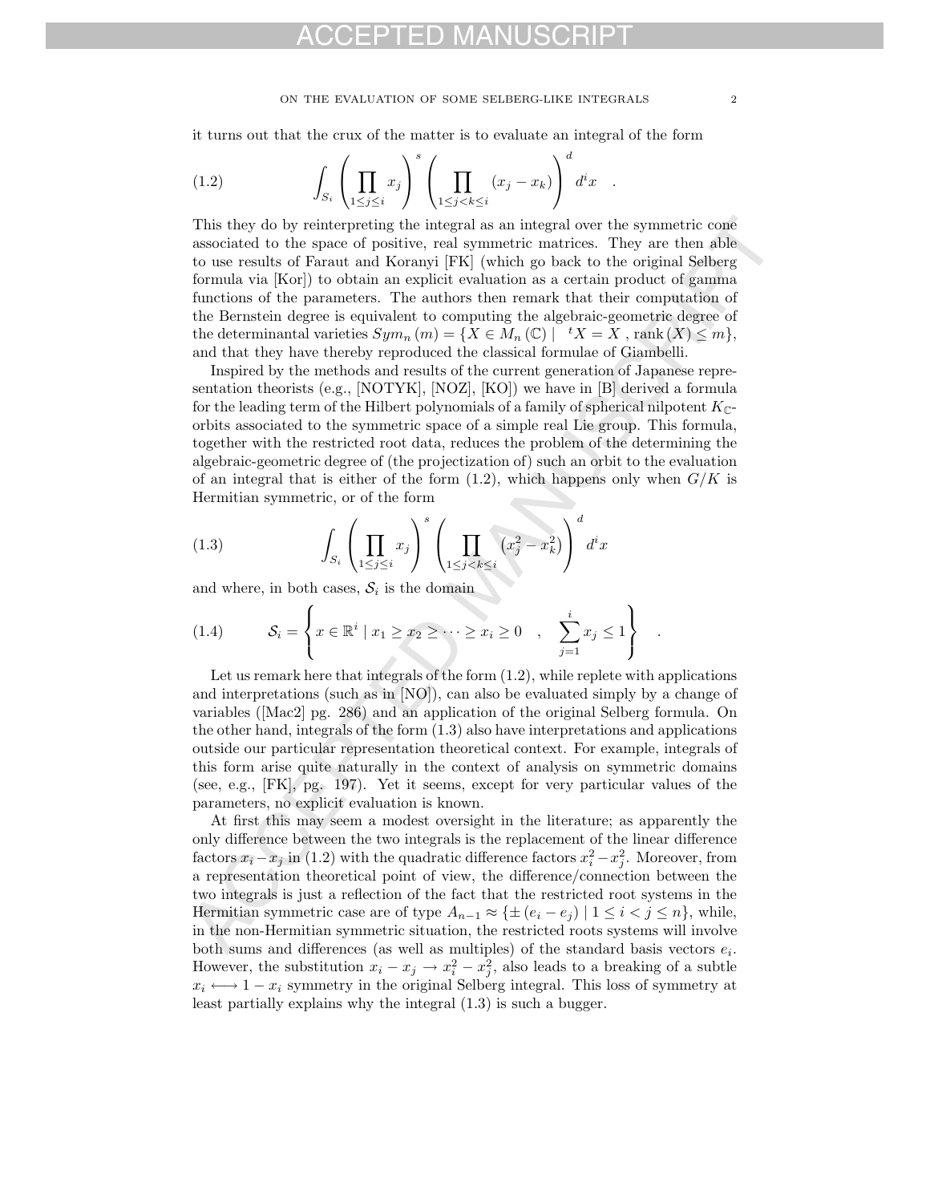it turns out that the crux of the matter is to evaluate an integral of the form

$$\int_{S_i} \left( \prod_{1 \le j \le i} x_j \right)^s \left( \prod_{1 \le j < k \le i} (x_j - x_k) \right)^d d^i x \quad . \tag{1.2}$$

This they do by reinterpreting the integral as an integral over the symmetric cone associated to the space of positive, real symmetric matrices. They are then able to use results of Faraut and Koranyi [FK] (which go back to the original Selberg formula via [Kor]) to obtain an explicit evaluation as a certain product of gamma functions of the parameters. The authors then remark that their computation of the Bernstein degree is equivalent to computing the algebraic-geometric degree of the determinantal varieties $Sym_n(m) = \{X \in M_n(\mathbb{C}) \mid {}^t X = X \ , \mathrm{rank}(X) \le m\}$, and that they have thereby reproduced the classical formulae of Giambelli.

Inspired by the methods and results of the current generation of Japanese representation theorists (e.g., [NOTYK], [NOZ], [KO]) we have in [B] derived a formula for the leading term of the Hilbert polynomials of a family of spherical nilpotent $K_{\mathbb{C}}$-orbits associated to the symmetric space of a simple real Lie group. This formula, together with the restricted root data, reduces the problem of the determining the algebraic-geometric degree of (the projectization of) such an orbit to the evaluation of an integral that is either of the form (1.2), which happens only when $G/K$ is Hermitian symmetric, or of the form

$$\int_{S_i} \left( \prod_{1 \le j \le i} x_j \right)^s \left( \prod_{1 \le j < k \le i} \left( x_j^2 - x_k^2 \right) \right)^d d^i x \tag{1.3}$$

and where, in both cases, $\mathcal{S}_i$ is the domain

$$\mathcal{S}_i = \left\{ x \in \mathbb{R}^i \mid x_1 \ge x_2 \ge \cdots \ge x_i \ge 0 \quad , \quad \sum_{j=1}^{i} x_j \le 1 \right\} \quad . \tag{1.4}$$

Let us remark here that integrals of the form (1.2), while replete with applications and interpretations (such as in [NO]), can also be evaluated simply by a change of variables ([Mac2] pg. 286) and an application of the original Selberg formula. On the other hand, integrals of the form (1.3) also have interpretations and applications outside our particular representation theoretical context. For example, integrals of this form arise quite naturally in the context of analysis on symmetric domains (see, e.g., [FK], pg. 197). Yet it seems, except for very particular values of the parameters, no explicit evaluation is known.

At first this may seem a modest oversight in the literature; as apparently the only difference between the two integrals is the replacement of the linear difference factors $x_i - x_j$ in (1.2) with the quadratic difference factors $x_i^2 - x_j^2$. Moreover, from a representation theoretical point of view, the difference/connection between the two integrals is just a reflection of the fact that the restricted root systems in the Hermitian symmetric case are of type $A_{n-1} \approx \{\pm (e_i - e_j) \mid 1 \le i < j \le n\}$, while, in the non-Hermitian symmetric situation, the restricted roots systems will involve both sums and differences (as well as multiples) of the standard basis vectors $e_i$. However, the substitution $x_i - x_j \to x_i^2 - x_j^2$, also leads to a breaking of a subtle $x_i \longleftrightarrow 1 - x_i$ symmetry in the original Selberg integral. This loss of symmetry at least partially explains why the integral (1.3) is such a bugger.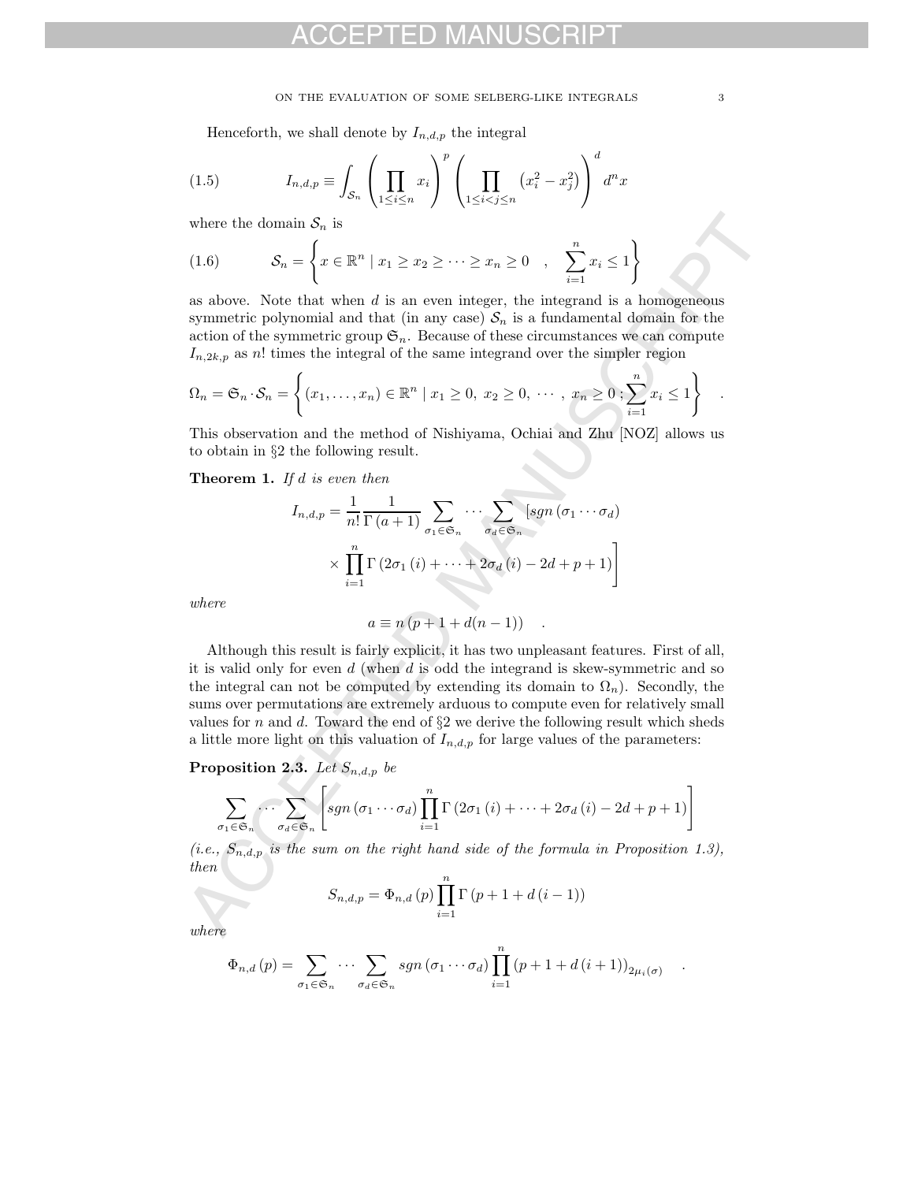Henceforth, we shall denote by $I_{n,d,p}$ the integral

$$I_{n,d,p} \equiv \int_{\mathcal{S}_n} \left( \prod_{1 \leq i \leq n} x_i \right)^p \left( \prod_{1 \leq i < j \leq n} \left( x_i^2 - x_j^2 \right) \right)^d d^n x \tag{1.5}$$

where the domain $\mathcal{S}_n$ is

$$\mathcal{S}_n = \left\{ x \in \mathbb{R}^n \mid x_1 \geq x_2 \geq \cdots \geq x_n \geq 0 \quad , \quad \sum_{i=1}^n x_i \leq 1 \right\} \tag{1.6}$$

as above. Note that when $d$ is an even integer, the integrand is a homogeneous symmetric polynomial and that (in any case) $\mathcal{S}_n$ is a fundamental domain for the action of the symmetric group $\mathfrak{S}_n$. Because of these circumstances we can compute $I_{n,2k,p}$ as $n!$ times the integral of the same integrand over the simpler region

$$\Omega_n = \mathfrak{S}_n \cdot \mathcal{S}_n = \left\{ (x_1, \ldots, x_n) \in \mathbb{R}^n \mid x_1 \geq 0, \ x_2 \geq 0, \ \cdots, \ x_n \geq 0 \, ; \sum_{i=1}^n x_i \leq 1 \right\} \quad .$$

This observation and the method of Nishiyama, Ochiai and Zhu [NOZ] allows us to obtain in §2 the following result.

**Theorem 1.** *If $d$ is even then*

$$I_{n,d,p} = \frac{1}{n!} \frac{1}{\Gamma(a+1)} \sum_{\sigma_1 \in \mathfrak{S}_n} \cdots \sum_{\sigma_d \in \mathfrak{S}_n} \left[ sgn(\sigma_1 \cdots \sigma_d) \times \prod_{i=1}^n \Gamma(2\sigma_1(i) + \cdots + 2\sigma_d(i) - 2d + p + 1) \right]$$

*where*

$$a \equiv n(p + 1 + d(n-1)) \quad .$$

Although this result is fairly explicit, it has two unpleasant features. First of all, it is valid only for even $d$ (when $d$ is odd the integrand is skew-symmetric and so the integral can not be computed by extending its domain to $\Omega_n$). Secondly, the sums over permutations are extremely arduous to compute even for relatively small values for $n$ and $d$. Toward the end of §2 we derive the following result which sheds a little more light on this valuation of $I_{n,d,p}$ for large values of the parameters:

**Proposition 2.3.** *Let $S_{n,d,p}$ be*

$$\sum_{\sigma_1 \in \mathfrak{S}_n} \cdots \sum_{\sigma_d \in \mathfrak{S}_n} \left[ sgn(\sigma_1 \cdots \sigma_d) \prod_{i=1}^n \Gamma(2\sigma_1(i) + \cdots + 2\sigma_d(i) - 2d + p + 1) \right]$$

*(i.e., $S_{n,d,p}$ is the sum on the right hand side of the formula in Proposition 1.3), then*

$$S_{n,d,p} = \Phi_{n,d}(p) \prod_{i=1}^n \Gamma(p + 1 + d(i-1))$$

*where*

$$\Phi_{n,d}(p) = \sum_{\sigma_1 \in \mathfrak{S}_n} \cdots \sum_{\sigma_d \in \mathfrak{S}_n} sgn(\sigma_1 \cdots \sigma_d) \prod_{i=1}^n (p + 1 + d(i+1))_{2\mu_i(\sigma)} \quad .$$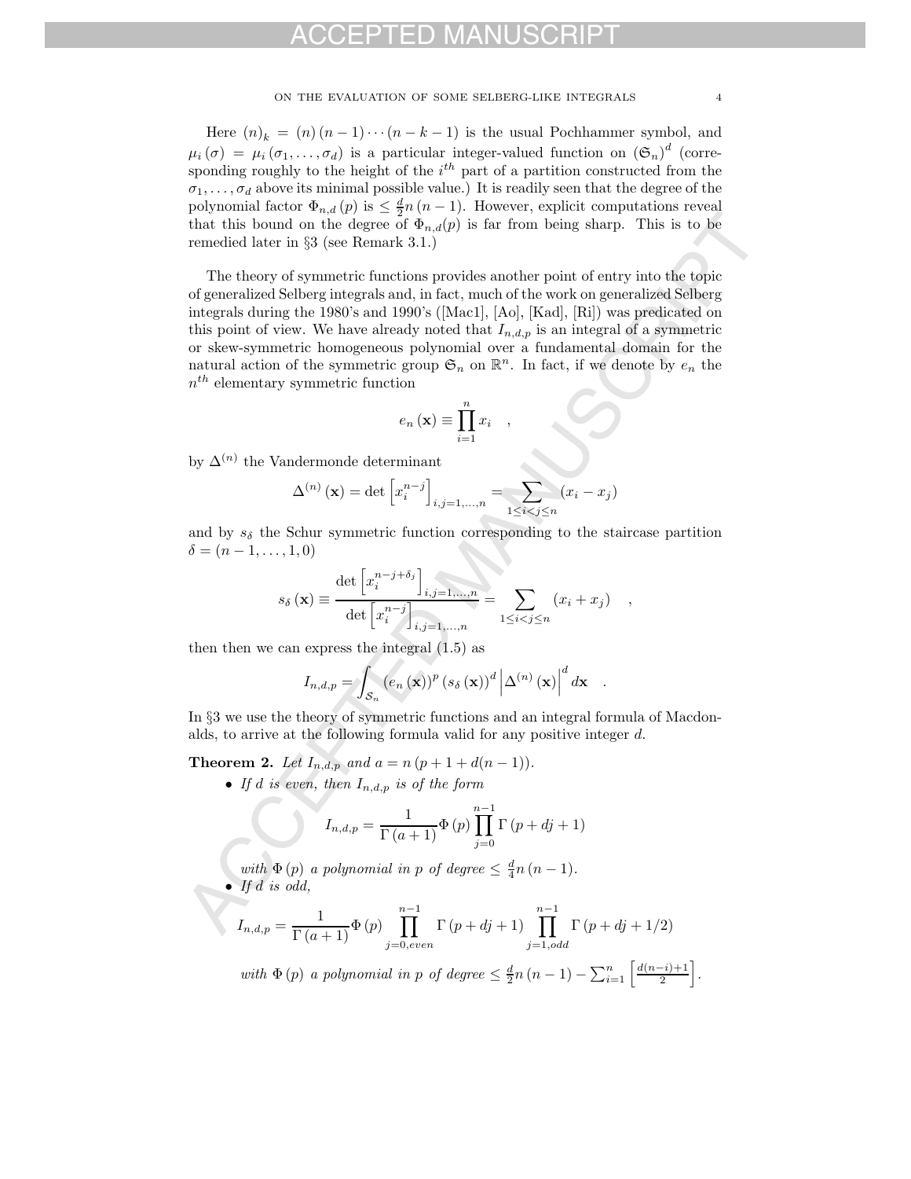Here $(n)_k = (n)(n-1)\cdots(n-k-1)$ is the usual Pochhammer symbol, and $\mu_i(\sigma) = \mu_i(\sigma_1, \ldots, \sigma_d)$ is a particular integer-valued function on $(\mathfrak{S}_n)^d$ (corresponding roughly to the height of the $i^{th}$ part of a partition constructed from the $\sigma_1, \ldots, \sigma_d$ above its minimal possible value.) It is readily seen that the degree of the polynomial factor $\Phi_{n,d}(p)$ is $\leq \frac{d}{2}n(n-1)$. However, explicit computations reveal that this bound on the degree of $\Phi_{n,d}(p)$ is far from being sharp. This is to be remedied later in §3 (see Remark 3.1.)

The theory of symmetric functions provides another point of entry into the topic of generalized Selberg integrals and, in fact, much of the work on generalized Selberg integrals during the 1980's and 1990's ([Mac1], [Ao], [Kad], [Ri]) was predicated on this point of view. We have already noted that $I_{n,d,p}$ is an integral of a symmetric or skew-symmetric homogeneous polynomial over a fundamental domain for the natural action of the symmetric group $\mathfrak{S}_n$ on $\mathbb{R}^n$. In fact, if we denote by $e_n$ the $n^{th}$ elementary symmetric function

$$e_n(\mathbf{x}) \equiv \prod_{i=1}^{n} x_i \quad ,$$

by $\Delta^{(n)}$ the Vandermonde determinant

$$\Delta^{(n)}(\mathbf{x}) = \det\left[x_i^{n-j}\right]_{i,j=1,\ldots,n} = \sum_{1\leq i<j\leq n} (x_i - x_j)$$

and by $s_\delta$ the Schur symmetric function corresponding to the staircase partition $\delta = (n-1, \ldots, 1, 0)$

$$s_\delta(\mathbf{x}) \equiv \frac{\det\left[x_i^{n-j+\delta_j}\right]_{i,j=1,\ldots,n}}{\det\left[x_i^{n-j}\right]_{i,j=1,\ldots,n}} = \sum_{1\leq i<j\leq n} (x_i + x_j) \quad ,$$

then then we can express the integral (1.5) as

$$I_{n,d,p} = \int_{\mathcal{S}_n} (e_n(\mathbf{x}))^p (s_\delta(\mathbf{x}))^d \left|\Delta^{(n)}(\mathbf{x})\right|^d d\mathbf{x} \quad .$$

In §3 we use the theory of symmetric functions and an integral formula of Macdonalds, to arrive at the following formula valid for any positive integer $d$.

**Theorem 2.** *Let $I_{n,d,p}$ and $a = n(p+1+d(n-1))$.*

- *If $d$ is even, then $I_{n,d,p}$ is of the form*

$$I_{n,d,p} = \frac{1}{\Gamma(a+1)} \Phi(p) \prod_{j=0}^{n-1} \Gamma(p+dj+1)$$

*with $\Phi(p)$ a polynomial in $p$ of degree $\leq \frac{d}{4}n(n-1)$.*

- *If $d$ is odd,*

$$I_{n,d,p} = \frac{1}{\Gamma(a+1)} \Phi(p) \prod_{j=0,even}^{n-1} \Gamma(p+dj+1) \prod_{j=1,odd}^{n-1} \Gamma(p+dj+1/2)$$

*with $\Phi(p)$ a polynomial in $p$ of degree $\leq \frac{d}{2}n(n-1) - \sum_{i=1}^{n} \left[\frac{d(n-i)+1}{2}\right]$.*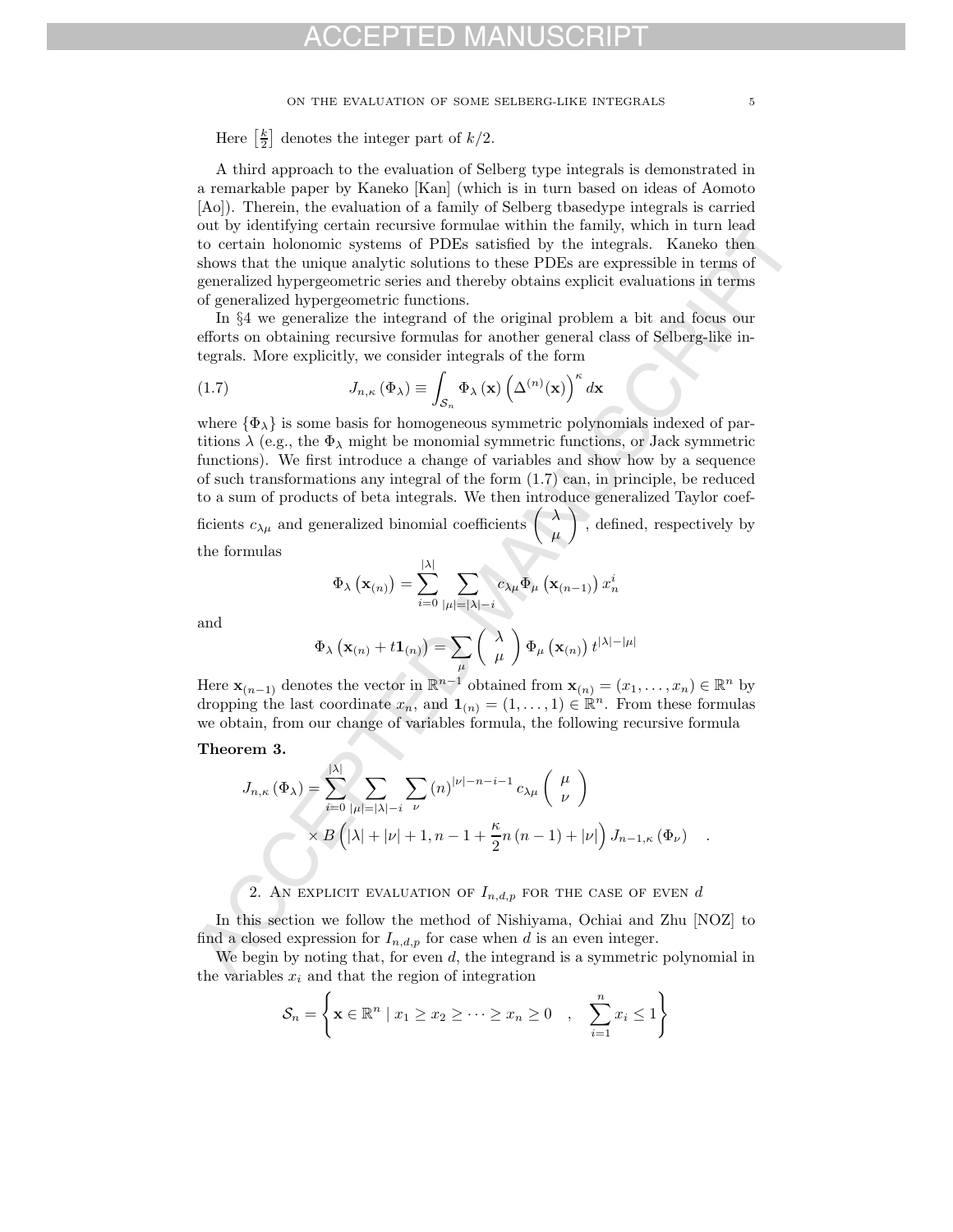Here $\left[\frac{k}{2}\right]$ denotes the integer part of $k/2$.

A third approach to the evaluation of Selberg type integrals is demonstrated in a remarkable paper by Kaneko [Kan] (which is in turn based on ideas of Aomoto [Ao]). Therein, the evaluation of a family of Selberg tbasedype integrals is carried out by identifying certain recursive formulae within the family, which in turn lead to certain holonomic systems of PDEs satisfied by the integrals. Kaneko then shows that the unique analytic solutions to these PDEs are expressible in terms of generalized hypergeometric series and thereby obtains explicit evaluations in terms of generalized hypergeometric functions.

In §4 we generalize the integrand of the original problem a bit and focus our efforts on obtaining recursive formulas for another general class of Selberg-like integrals. More explicitly, we consider integrals of the form

$$J_{n,\kappa}\left(\Phi_{\lambda}\right) \equiv \int_{\mathcal{S}_n} \Phi_{\lambda}\left(\mathbf{x}\right)\left(\Delta^{(n)}(\mathbf{x})\right)^{\kappa} d\mathbf{x} \tag{1.7}$$

where $\{\Phi_{\lambda}\}$ is some basis for homogeneous symmetric polynomials indexed of partitions $\lambda$ (e.g., the $\Phi_{\lambda}$ might be monomial symmetric functions, or Jack symmetric functions). We first introduce a change of variables and show how by a sequence of such transformations any integral of the form (1.7) can, in principle, be reduced to a sum of products of beta integrals. We then introduce generalized Taylor coefficients $c_{\lambda\mu}$ and generalized binomial coefficients $\begin{pmatrix} \lambda \\ \mu \end{pmatrix}$, defined, respectively by the formulas

$$\Phi_{\lambda}\left(\mathbf{x}_{(n)}\right) = \sum_{i=0}^{|\lambda|} \sum_{|\mu|=|\lambda|-i} c_{\lambda\mu}\Phi_{\mu}\left(\mathbf{x}_{(n-1)}\right) x_n^i$$

and

$$\Phi_{\lambda}\left(\mathbf{x}_{(n)} + t\mathbf{1}_{(n)}\right) = \sum_{\mu} \begin{pmatrix} \lambda \\ \mu \end{pmatrix} \Phi_{\mu}\left(\mathbf{x}_{(n)}\right) t^{|\lambda|-|\mu|}$$

Here $\mathbf{x}_{(n-1)}$ denotes the vector in $\mathbb{R}^{n-1}$ obtained from $\mathbf{x}_{(n)} = (x_1, \ldots, x_n) \in \mathbb{R}^n$ by dropping the last coordinate $x_n$, and $\mathbf{1}_{(n)} = (1, \ldots, 1) \in \mathbb{R}^n$. From these formulas we obtain, from our change of variables formula, the following recursive formula

**Theorem 3.**

$$\begin{aligned} J_{n,\kappa}\left(\Phi_{\lambda}\right) = \sum_{i=0}^{|\lambda|} \sum_{|\mu|=|\lambda|-i} \sum_{\nu} (n)^{|\nu|-n-i-1} c_{\lambda\mu} \begin{pmatrix} \mu \\ \nu \end{pmatrix} \\ \times B\left(|\lambda| + |\nu| + 1, n-1 + \frac{\kappa}{2}n\left(n-1\right) + |\nu|\right) J_{n-1,\kappa}\left(\Phi_{\nu}\right) \end{aligned} .$$

## 2. An explicit evaluation of $I_{n,d,p}$ for the case of even $d$

In this section we follow the method of Nishiyama, Ochiai and Zhu [NOZ] to find a closed expression for $I_{n,d,p}$ for case when $d$ is an even integer.

We begin by noting that, for even $d$, the integrand is a symmetric polynomial in the variables $x_i$ and that the region of integration

$$\mathcal{S}_n = \left\{ \mathbf{x} \in \mathbb{R}^n \mid x_1 \geq x_2 \geq \cdots \geq x_n \geq 0 \quad , \quad \sum_{i=1}^{n} x_i \leq 1 \right\}$$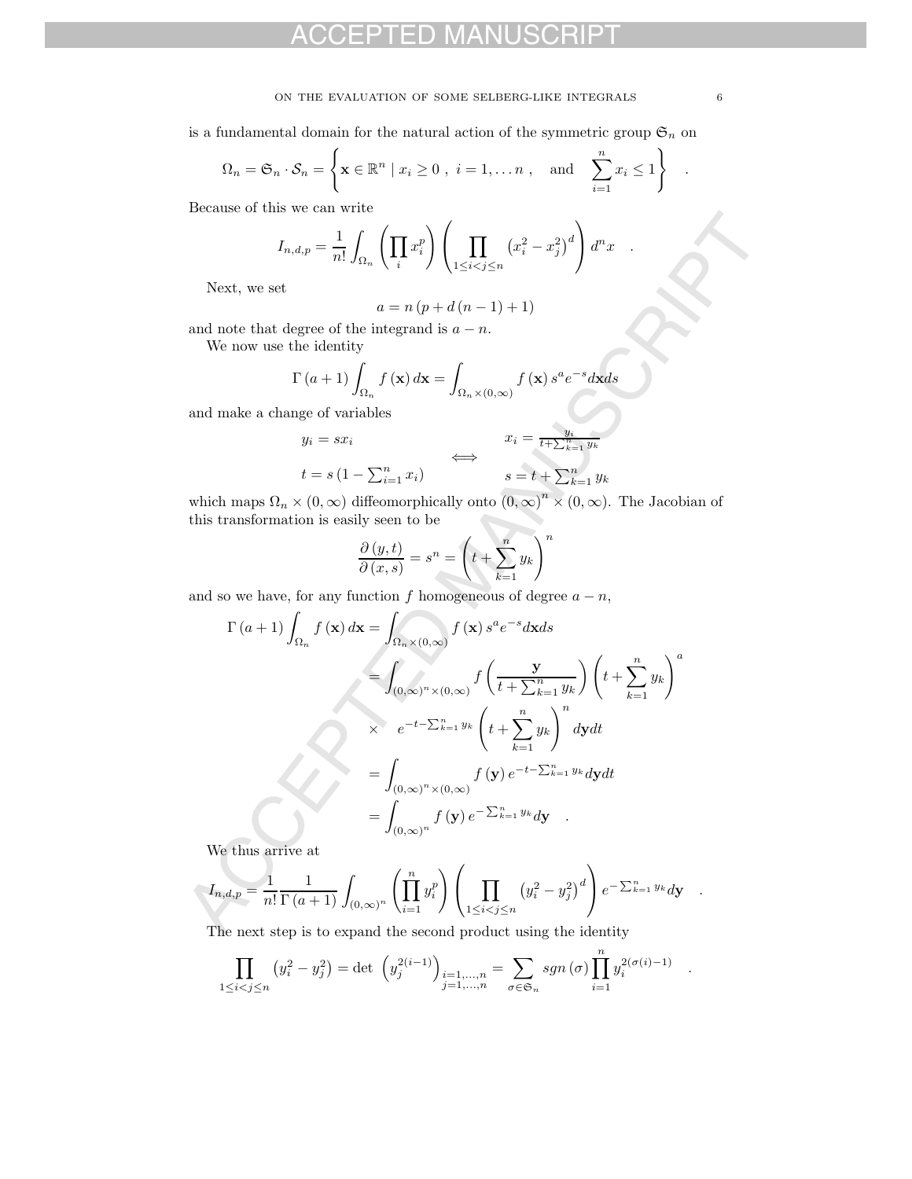is a fundamental domain for the natural action of the symmetric group $\mathfrak{S}_n$ on

$$\Omega_n = \mathfrak{S}_n \cdot \mathcal{S}_n = \left\{ \mathbf{x} \in \mathbb{R}^n \mid x_i \geq 0 \ , \ i = 1, \ldots n \ , \quad \text{and} \quad \sum_{i=1}^{n} x_i \leq 1 \right\} \quad .$$

Because of this we can write

$$I_{n,d,p} = \frac{1}{n!} \int_{\Omega_n} \left( \prod_i x_i^p \right) \left( \prod_{1 \leq i < j \leq n} \left( x_i^2 - x_j^2 \right)^d \right) d^n x \quad .$$

Next, we set

$$a = n \left( p + d \left( n - 1 \right) + 1 \right)$$

and note that degree of the integrand is $a - n$.

We now use the identity

$$\Gamma \left( a + 1 \right) \int_{\Omega_n} f \left( \mathbf{x} \right) d\mathbf{x} = \int_{\Omega_n \times (0,\infty)} f \left( \mathbf{x} \right) s^a e^{-s} d\mathbf{x} ds$$

and make a change of variables

$$\begin{aligned} y_i &= s x_i & & & x_i &= \tfrac{y_i}{t + \sum_{k=1}^n y_k} \\ & & \Longleftrightarrow & & & \\ t &= s \left( 1 - \textstyle\sum_{i=1}^n x_i \right) & & & s &= t + \textstyle\sum_{k=1}^n y_k \end{aligned}$$

which maps $\Omega_n \times (0, \infty)$ diffeomorphically onto $(0,\infty)^n \times (0, \infty)$. The Jacobian of this transformation is easily seen to be

$$\frac{\partial \left( y, t \right)}{\partial \left( x, s \right)} = s^n = \left( t + \sum_{k=1}^{n} y_k \right)^n$$

and so we have, for any function $f$ homogeneous of degree $a - n$,

$$\begin{aligned} \Gamma \left( a + 1 \right) \int_{\Omega_n} f \left( \mathbf{x} \right) d\mathbf{x} &= \int_{\Omega_n \times (0,\infty)} f \left( \mathbf{x} \right) s^a e^{-s} d\mathbf{x} ds \\ &= \int_{(0,\infty)^n \times (0,\infty)} f \left( \frac{\mathbf{y}}{t + \sum_{k=1}^n y_k} \right) \left( t + \sum_{k=1}^{n} y_k \right)^a \\ &\quad \times \quad e^{-t - \sum_{k=1}^n y_k} \left( t + \sum_{k=1}^{n} y_k \right)^n d\mathbf{y} dt \\ &= \int_{(0,\infty)^n \times (0,\infty)} f \left( \mathbf{y} \right) e^{-t - \sum_{k=1}^n y_k} d\mathbf{y} dt \\ &= \int_{(0,\infty)^n} f \left( \mathbf{y} \right) e^{-\sum_{k=1}^n y_k} d\mathbf{y} \quad . \end{aligned}$$

We thus arrive at

$$I_{n,d,p} = \frac{1}{n!} \frac{1}{\Gamma \left( a + 1 \right)} \int_{(0,\infty)^n} \left( \prod_{i=1}^{n} y_i^p \right) \left( \prod_{1 \leq i < j \leq n} \left( y_i^2 - y_j^2 \right)^d \right) e^{-\sum_{k=1}^n y_k} d\mathbf{y} \quad .$$

The next step is to expand the second product using the identity

$$\prod_{1 \leq i < j \leq n} \left( y_i^2 - y_j^2 \right) = \det \left( y_j^{2(i-1)} \right)_{\substack{i=1,\ldots,n \\ j=1,\ldots,n}} = \sum_{\sigma \in \mathfrak{S}_n} sgn \left( \sigma \right) \prod_{i=1}^{n} y_i^{2(\sigma(i)-1)} \quad .$$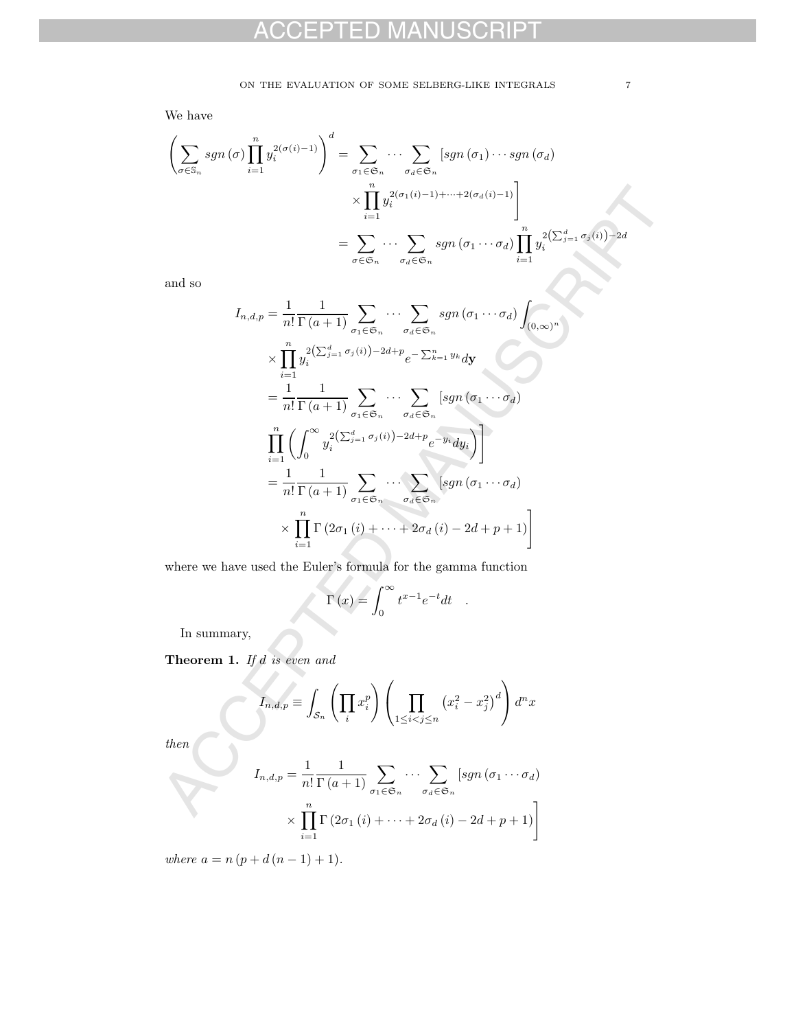We have

$$\left(\sum_{\sigma\in\mathbb{S}_n} sgn\left(\sigma\right)\prod_{i=1}^{n} y_i^{2(\sigma(i)-1)}\right)^d = \sum_{\sigma_1\in\mathfrak{S}_n}\cdots\sum_{\sigma_d\in\mathfrak{S}_n}\left[sgn\left(\sigma_1\right)\cdots sgn\left(\sigma_d\right)\right.$$
$$\left.\times\prod_{i=1}^{n} y_i^{2(\sigma_1(i)-1)+\cdots+2(\sigma_d(i)-1)}\right]$$
$$= \sum_{\sigma\in\mathfrak{S}_n}\cdots\sum_{\sigma_d\in\mathfrak{S}_n} sgn\left(\sigma_1\cdots\sigma_d\right)\prod_{i=1}^{n} y_i^{2\left(\sum_{j=1}^{d}\sigma_j(i)\right)-2d}$$

and so

$$I_{n,d,p} = \frac{1}{n!}\frac{1}{\Gamma\left(a+1\right)}\sum_{\sigma_1\in\mathfrak{S}_n}\cdots\sum_{\sigma_d\in\mathfrak{S}_n} sgn\left(\sigma_1\cdots\sigma_d\right)\int_{(0,\infty)^n}$$
$$\times\prod_{i=1}^{n} y_i^{2\left(\sum_{j=1}^{d}\sigma_j(i)\right)-2d+p} e^{-\sum_{k=1}^{n} y_k} d\mathbf{y}$$
$$= \frac{1}{n!}\frac{1}{\Gamma\left(a+1\right)}\sum_{\sigma_1\in\mathfrak{S}_n}\cdots\sum_{\sigma_d\in\mathfrak{S}_n}\left[sgn\left(\sigma_1\cdots\sigma_d\right)\right.$$
$$\left.\prod_{i=1}^{n}\left(\int_0^\infty y_i^{2\left(\sum_{j=1}^{d}\sigma_j(i)\right)-2d+p} e^{-y_i} dy_i\right)\right]$$
$$= \frac{1}{n!}\frac{1}{\Gamma\left(a+1\right)}\sum_{\sigma_1\in\mathfrak{S}_n}\cdots\sum_{\sigma_d\in\mathfrak{S}_n}\left[sgn\left(\sigma_1\cdots\sigma_d\right)\right.$$
$$\left.\times\prod_{i=1}^{n}\Gamma\left(2\sigma_1\left(i\right)+\cdots+2\sigma_d\left(i\right)-2d+p+1\right)\right]$$

where we have used the Euler's formula for the gamma function

$$\Gamma\left(x\right) = \int_0^\infty t^{x-1}e^{-t}dt \quad .$$

In summary,

**Theorem 1.** *If $d$ is even and*

$$I_{n,d,p} \equiv \int_{\mathcal{S}_n}\left(\prod_i x_i^p\right)\left(\prod_{1\leq i<j\leq n}\left(x_i^2-x_j^2\right)^d\right)d^n x$$

*then*

$$I_{n,d,p} = \frac{1}{n!}\frac{1}{\Gamma\left(a+1\right)}\sum_{\sigma_1\in\mathfrak{S}_n}\cdots\sum_{\sigma_d\in\mathfrak{S}_n}\left[sgn\left(\sigma_1\cdots\sigma_d\right)\right.$$
$$\left.\times\prod_{i=1}^{n}\Gamma\left(2\sigma_1\left(i\right)+\cdots+2\sigma_d\left(i\right)-2d+p+1\right)\right]$$

*where $a = n\left(p+d\left(n-1\right)+1\right)$.*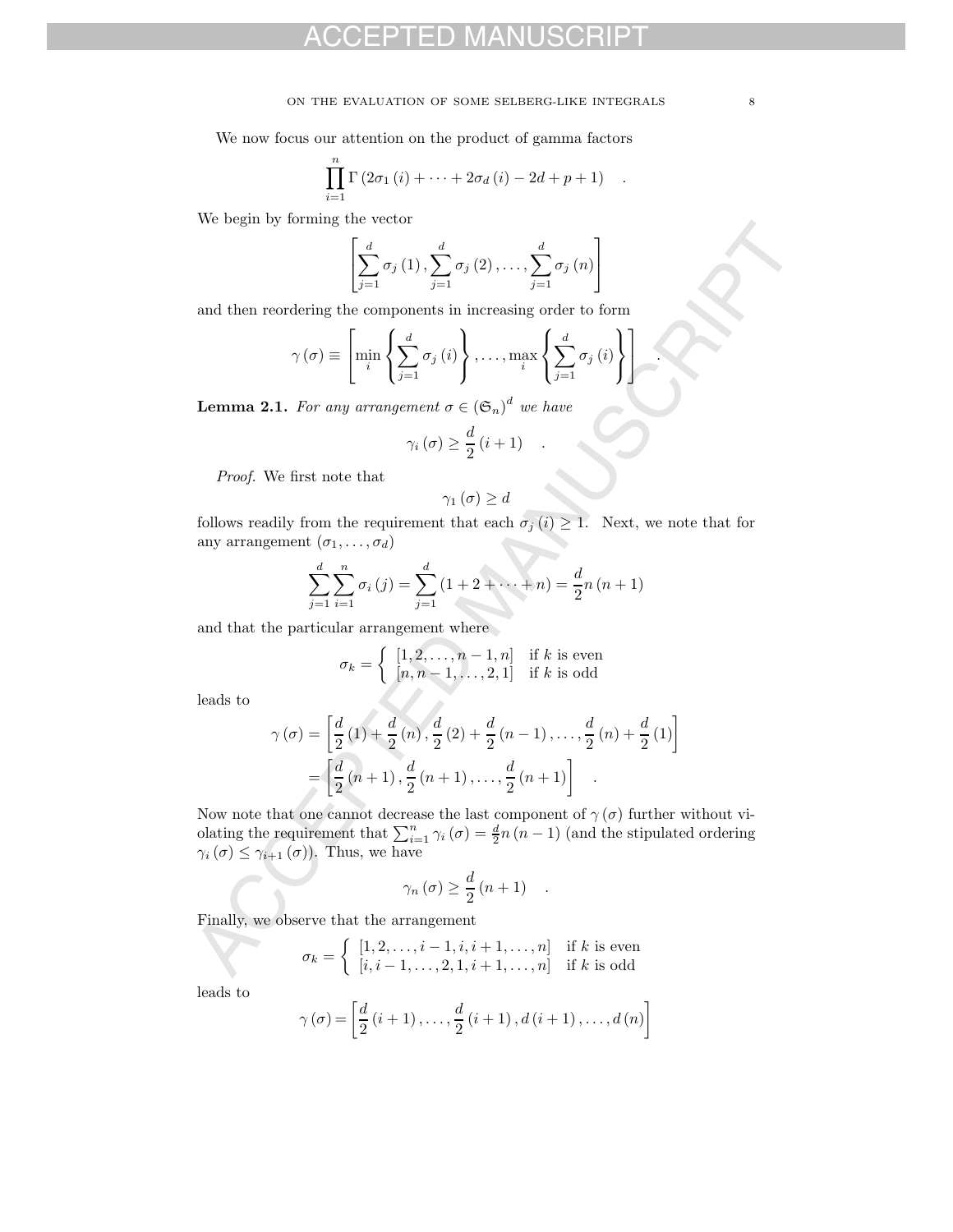We now focus our attention on the product of gamma factors

$$\prod_{i=1}^{n} \Gamma\left(2\sigma_1(i) + \cdots + 2\sigma_d(i) - 2d + p + 1\right) \quad .$$

We begin by forming the vector

$$\left[\sum_{j=1}^{d} \sigma_j(1), \sum_{j=1}^{d} \sigma_j(2), \ldots, \sum_{j=1}^{d} \sigma_j(n)\right]$$

and then reordering the components in increasing order to form

$$\gamma(\sigma) \equiv \left[\min_i \left\{\sum_{j=1}^{d} \sigma_j(i)\right\}, \ldots, \max_i \left\{\sum_{j=1}^{d} \sigma_j(i)\right\}\right] \quad .$$

**Lemma 2.1.** *For any arrangement $\sigma \in (\mathfrak{S}_n)^d$ we have*

$$\gamma_i(\sigma) \geq \frac{d}{2}(i+1) \quad .$$

*Proof.* We first note that

$$\gamma_1(\sigma) \geq d$$

follows readily from the requirement that each $\sigma_j(i) \geq 1$. Next, we note that for any arrangement $(\sigma_1, \ldots, \sigma_d)$

$$\sum_{j=1}^{d} \sum_{i=1}^{n} \sigma_i(j) = \sum_{j=1}^{d} (1 + 2 + \cdots + n) = \frac{d}{2} n(n+1)$$

and that the particular arrangement where

$$\sigma_k = \begin{cases} [1, 2, \ldots, n-1, n] & \text{if } k \text{ is even} \\ [n, n-1, \ldots, 2, 1] & \text{if } k \text{ is odd} \end{cases}$$

leads to

$$\begin{aligned} \gamma(\sigma) &= \left[\frac{d}{2}(1) + \frac{d}{2}(n), \frac{d}{2}(2) + \frac{d}{2}(n-1), \ldots, \frac{d}{2}(n) + \frac{d}{2}(1)\right] \\ &= \left[\frac{d}{2}(n+1), \frac{d}{2}(n+1), \ldots, \frac{d}{2}(n+1)\right] \quad . \end{aligned}$$

Now note that one cannot decrease the last component of $\gamma(\sigma)$ further without violating the requirement that $\sum_{i=1}^{n} \gamma_i(\sigma) = \frac{d}{2} n(n-1)$ (and the stipulated ordering $\gamma_i(\sigma) \leq \gamma_{i+1}(\sigma)$). Thus, we have

$$\gamma_n(\sigma) \geq \frac{d}{2}(n+1) \quad .$$

Finally, we observe that the arrangement

$$\sigma_k = \begin{cases} [1, 2, \ldots, i-1, i, i+1, \ldots, n] & \text{if } k \text{ is even} \\ [i, i-1, \ldots, 2, 1, i+1, \ldots, n] & \text{if } k \text{ is odd} \end{cases}$$

leads to

$$\gamma(\sigma) = \left[\frac{d}{2}(i+1), \ldots, \frac{d}{2}(i+1), d(i+1), \ldots, d(n)\right]$$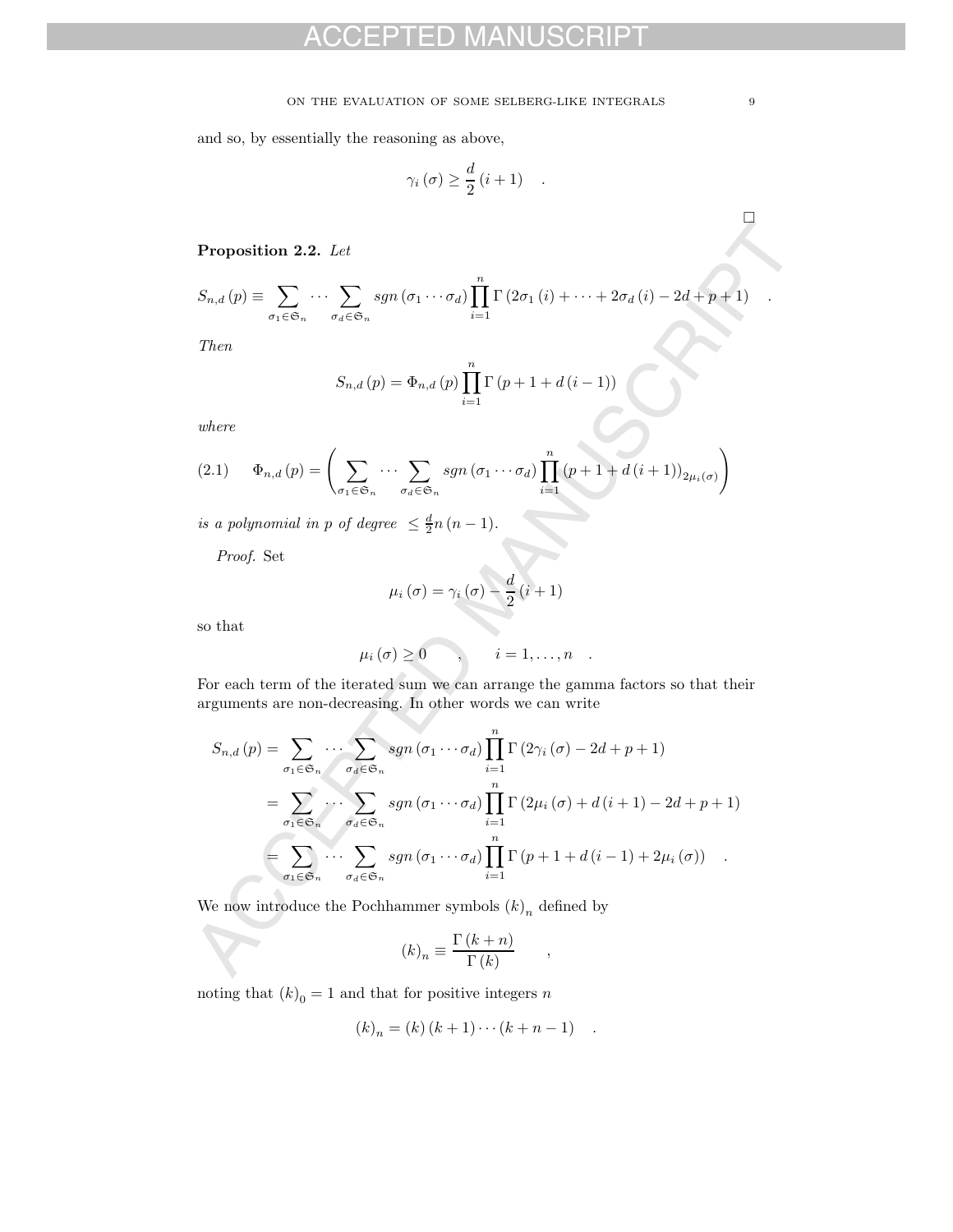and so, by essentially the reasoning as above,

$$\gamma_i(\sigma) \geq \frac{d}{2}(i+1) \quad .$$

□

**Proposition 2.2.** *Let*

$$S_{n,d}(p) \equiv \sum_{\sigma_1 \in \mathfrak{S}_n} \cdots \sum_{\sigma_d \in \mathfrak{S}_n} sgn(\sigma_1 \cdots \sigma_d) \prod_{i=1}^{n} \Gamma(2\sigma_1(i) + \cdots + 2\sigma_d(i) - 2d + p + 1) \quad .$$

*Then*

$$S_{n,d}(p) = \Phi_{n,d}(p) \prod_{i=1}^{n} \Gamma(p + 1 + d(i-1))$$

*where*

$$\Phi_{n,d}(p) = \left( \sum_{\sigma_1 \in \mathfrak{S}_n} \cdots \sum_{\sigma_d \in \mathfrak{S}_n} sgn(\sigma_1 \cdots \sigma_d) \prod_{i=1}^{n} (p + 1 + d(i+1))_{2\mu_i(\sigma)} \right) \tag{2.1}$$

*is a polynomial in $p$ of degree $\leq \frac{d}{2} n(n-1)$.*

*Proof.* Set

$$\mu_i(\sigma) = \gamma_i(\sigma) - \frac{d}{2}(i+1)$$

so that

$$\mu_i(\sigma) \geq 0 \quad , \quad i = 1, \ldots, n \quad .$$

For each term of the iterated sum we can arrange the gamma factors so that their arguments are non-decreasing. In other words we can write

$$\begin{aligned}
S_{n,d}(p) &= \sum_{\sigma_1 \in \mathfrak{S}_n} \cdots \sum_{\sigma_d \in \mathfrak{S}_n} sgn(\sigma_1 \cdots \sigma_d) \prod_{i=1}^{n} \Gamma(2\gamma_i(\sigma) - 2d + p + 1) \\
&= \sum_{\sigma_1 \in \mathfrak{S}_n} \cdots \sum_{\sigma_d \in \mathfrak{S}_n} sgn(\sigma_1 \cdots \sigma_d) \prod_{i=1}^{n} \Gamma(2\mu_i(\sigma) + d(i+1) - 2d + p + 1) \\
&= \sum_{\sigma_1 \in \mathfrak{S}_n} \cdots \sum_{\sigma_d \in \mathfrak{S}_n} sgn(\sigma_1 \cdots \sigma_d) \prod_{i=1}^{n} \Gamma(p + 1 + d(i-1) + 2\mu_i(\sigma)) \quad .
\end{aligned}$$

We now introduce the Pochhammer symbols $(k)_n$ defined by

$$(k)_n \equiv \frac{\Gamma(k+n)}{\Gamma(k)} \quad ,$$

noting that $(k)_0 = 1$ and that for positive integers $n$

$$(k)_n = (k)(k+1) \cdots (k+n-1) \quad .$$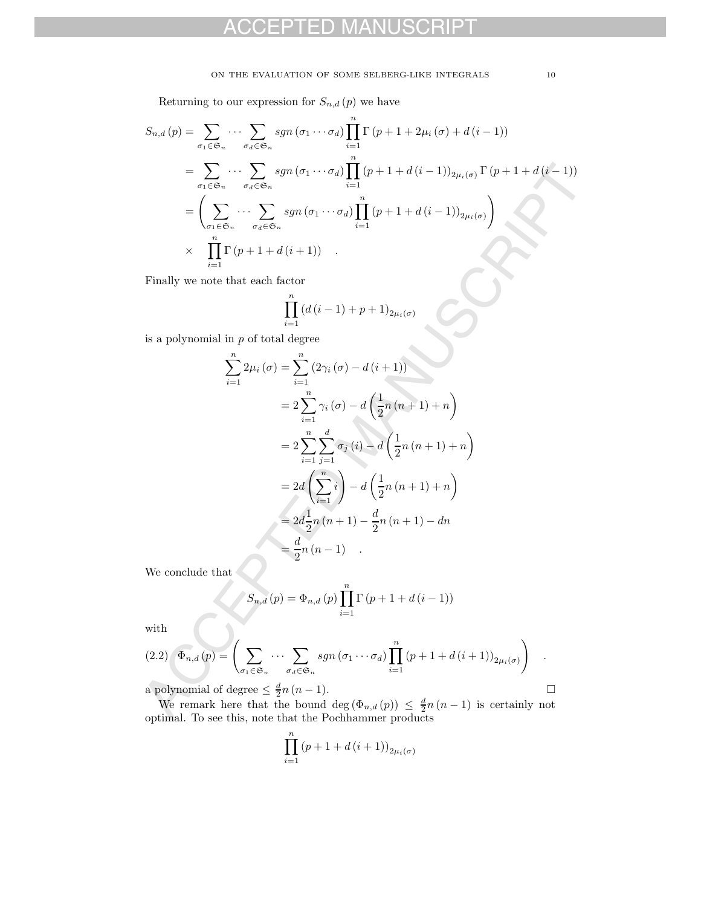Returning to our expression for $S_{n,d}(p)$ we have

$$
\begin{aligned}
S_{n,d}(p) &= \sum_{\sigma_1 \in \mathfrak{S}_n} \cdots \sum_{\sigma_d \in \mathfrak{S}_n} sgn(\sigma_1 \cdots \sigma_d) \prod_{i=1}^{n} \Gamma(p+1+2\mu_i(\sigma)+d(i-1)) \\
&= \sum_{\sigma_1 \in \mathfrak{S}_n} \cdots \sum_{\sigma_d \in \mathfrak{S}_n} sgn(\sigma_1 \cdots \sigma_d) \prod_{i=1}^{n} (p+1+d(i-1))_{2\mu_i(\sigma)} \Gamma(p+1+d(i-1)) \\
&= \left( \sum_{\sigma_1 \in \mathfrak{S}_n} \cdots \sum_{\sigma_d \in \mathfrak{S}_n} sgn(\sigma_1 \cdots \sigma_d) \prod_{i=1}^{n} (p+1+d(i-1))_{2\mu_i(\sigma)} \right) \\
&\quad \times \prod_{i=1}^{n} \Gamma(p+1+d(i+1)) \quad .
\end{aligned}
$$

Finally we note that each factor

$$
\prod_{i=1}^{n} (d(i-1)+p+1)_{2\mu_i(\sigma)}
$$

is a polynomial in $p$ of total degree

$$
\begin{aligned}
\sum_{i=1}^{n} 2\mu_i(\sigma) &= \sum_{i=1}^{n} (2\gamma_i(\sigma) - d(i+1)) \\
&= 2\sum_{i=1}^{n} \gamma_i(\sigma) - d\left(\frac{1}{2}n(n+1)+n\right) \\
&= 2\sum_{i=1}^{n}\sum_{j=1}^{d} \sigma_j(i) - d\left(\frac{1}{2}n(n+1)+n\right) \\
&= 2d\left(\sum_{i=1}^{n} i\right) - d\left(\frac{1}{2}n(n+1)+n\right) \\
&= 2d\frac{1}{2}n(n+1) - \frac{d}{2}n(n+1) - dn \\
&= \frac{d}{2}n(n-1) \quad .
\end{aligned}
$$

We conclude that

$$
S_{n,d}(p) = \Phi_{n,d}(p) \prod_{i=1}^{n} \Gamma(p+1+d(i-1))
$$

with

$$
(2.2) \quad \Phi_{n,d}(p) = \left( \sum_{\sigma_1 \in \mathfrak{S}_n} \cdots \sum_{\sigma_d \in \mathfrak{S}_n} sgn(\sigma_1 \cdots \sigma_d) \prod_{i=1}^{n} (p+1+d(i+1))_{2\mu_i(\sigma)} \right) \quad .
$$

a polynomial of degree $\leq \frac{d}{2}n(n-1)$. □

We remark here that the bound $\deg(\Phi_{n,d}(p)) \leq \frac{d}{2}n(n-1)$ is certainly not optimal. To see this, note that the Pochhammer products

$$
\prod_{i=1}^{n} (p+1+d(i+1))_{2\mu_i(\sigma)}
$$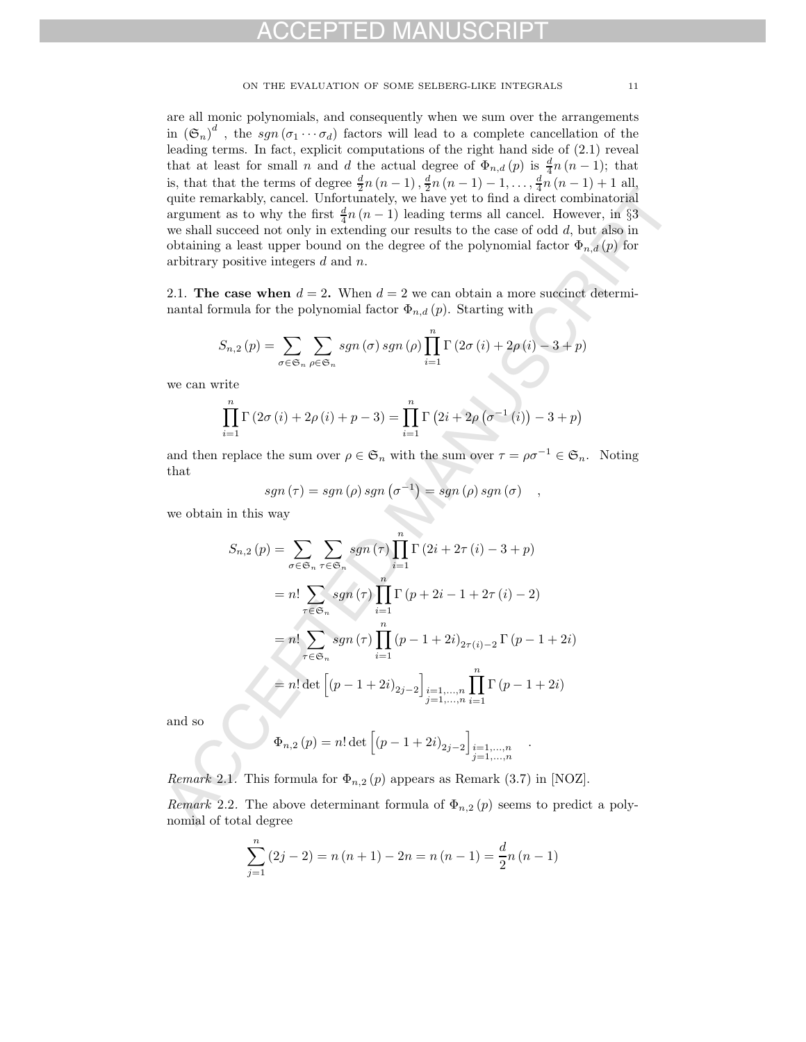are all monic polynomials, and consequently when we sum over the arrangements in $(\mathfrak{S}_n)^d$ , the $sgn(\sigma_1 \cdots \sigma_d)$ factors will lead to a complete cancellation of the leading terms. In fact, explicit computations of the right hand side of (2.1) reveal that at least for small $n$ and $d$ the actual degree of $\Phi_{n,d}(p)$ is $\frac{d}{4}n(n-1)$; that is, that that the terms of degree $\frac{d}{2}n(n-1), \frac{d}{2}n(n-1)-1, \ldots, \frac{d}{4}n(n-1)+1$ all, quite remarkably, cancel. Unfortunately, we have yet to find a direct combinatorial argument as to why the first $\frac{d}{4}n(n-1)$ leading terms all cancel. However, in §3 we shall succeed not only in extending our results to the case of odd $d$, but also in obtaining a least upper bound on the degree of the polynomial factor $\Phi_{n,d}(p)$ for arbitrary positive integers $d$ and $n$.

## 2.1. The case when $d = 2$.

When $d = 2$ we can obtain a more succinct determinantal formula for the polynomial factor $\Phi_{n,d}(p)$. Starting with

$$S_{n,2}(p) = \sum_{\sigma \in \mathfrak{S}_n} \sum_{\rho \in \mathfrak{S}_n} sgn(\sigma)\, sgn(\rho) \prod_{i=1}^{n} \Gamma(2\sigma(i) + 2\rho(i) - 3 + p)$$

we can write

$$\prod_{i=1}^{n} \Gamma(2\sigma(i) + 2\rho(i) + p - 3) = \prod_{i=1}^{n} \Gamma\left(2i + 2\rho\left(\sigma^{-1}(i)\right) - 3 + p\right)$$

and then replace the sum over $\rho \in \mathfrak{S}_n$ with the sum over $\tau = \rho\sigma^{-1} \in \mathfrak{S}_n$. Noting that

$$sgn(\tau) = sgn(\rho)\, sgn\left(\sigma^{-1}\right) = sgn(\rho)\, sgn(\sigma) \quad ,$$

we obtain in this way

$$\begin{aligned}
S_{n,2}(p) &= \sum_{\sigma \in \mathfrak{S}_n} \sum_{\tau \in \mathfrak{S}_n} sgn(\tau) \prod_{i=1}^{n} \Gamma(2i + 2\tau(i) - 3 + p) \\
&= n! \sum_{\tau \in \mathfrak{S}_n} sgn(\tau) \prod_{i=1}^{n} \Gamma(p + 2i - 1 + 2\tau(i) - 2) \\
&= n! \sum_{\tau \in \mathfrak{S}_n} sgn(\tau) \prod_{i=1}^{n} (p - 1 + 2i)_{2\tau(i)-2}\, \Gamma(p - 1 + 2i) \\
&= n! \det\left[(p - 1 + 2i)_{2j-2}\right]_{\substack{i=1,\ldots,n \\ j=1,\ldots,n}} \prod_{i=1}^{n} \Gamma(p - 1 + 2i)
\end{aligned}$$

and so

$$\Phi_{n,2}(p) = n! \det\left[(p - 1 + 2i)_{2j-2}\right]_{\substack{i=1,\ldots,n \\ j=1,\ldots,n}} \quad .$$

*Remark* 2.1. This formula for $\Phi_{n,2}(p)$ appears as Remark (3.7) in [NOZ].

*Remark* 2.2. The above determinant formula of $\Phi_{n,2}(p)$ seems to predict a polynomial of total degree

$$\sum_{j=1}^{n} (2j - 2) = n(n+1) - 2n = n(n-1) = \frac{d}{2}n(n-1)$$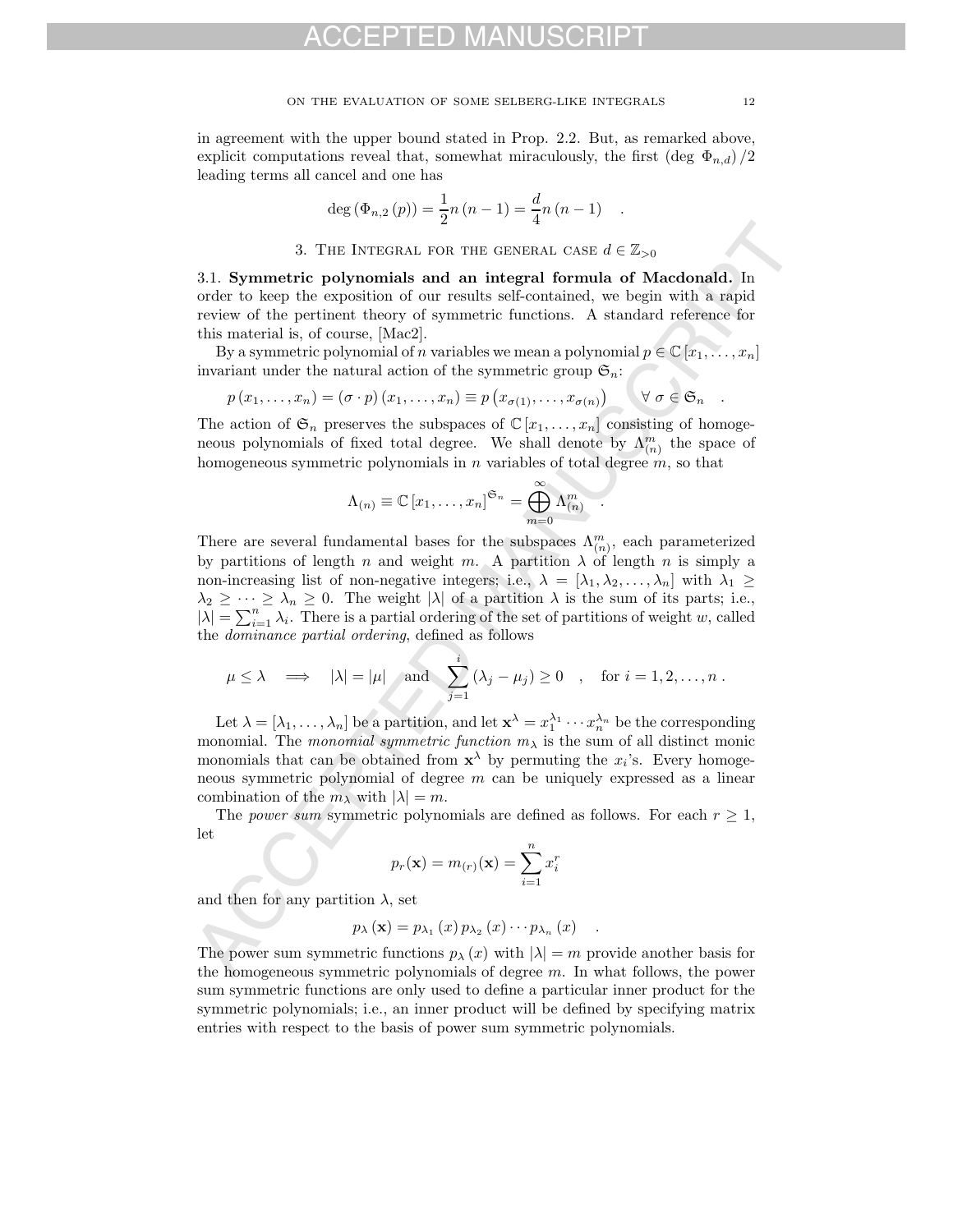in agreement with the upper bound stated in Prop. 2.2. But, as remarked above, explicit computations reveal that, somewhat miraculously, the first (deg $\Phi_{n,d}$) /2 leading terms all cancel and one has

$$\deg\left(\Phi_{n,2}\left(p\right)\right) = \frac{1}{2}n\left(n-1\right) = \frac{d}{4}n\left(n-1\right) \quad .$$

## 3. The Integral for the general case $d \in \mathbb{Z}_{>0}$

3.1. **Symmetric polynomials and an integral formula of Macdonald.** In order to keep the exposition of our results self-contained, we begin with a rapid review of the pertinent theory of symmetric functions. A standard reference for this material is, of course, [Mac2].

By a symmetric polynomial of $n$ variables we mean a polynomial $p \in \mathbb{C}\left[x_1, \ldots, x_n\right]$ invariant under the natural action of the symmetric group $\mathfrak{S}_n$:

$$p\left(x_1, \ldots, x_n\right) = \left(\sigma \cdot p\right)\left(x_1, \ldots, x_n\right) \equiv p\left(x_{\sigma(1)}, \ldots, x_{\sigma(n)}\right) \qquad \forall\ \sigma \in \mathfrak{S}_n \quad .$$

The action of $\mathfrak{S}_n$ preserves the subspaces of $\mathbb{C}\left[x_1, \ldots, x_n\right]$ consisting of homogeneous polynomials of fixed total degree. We shall denote by $\Lambda_{(n)}^m$ the space of homogeneous symmetric polynomials in $n$ variables of total degree $m$, so that

$$\Lambda_{(n)} \equiv \mathbb{C}\left[x_1, \ldots, x_n\right]^{\mathfrak{S}_n} = \bigoplus_{m=0}^{\infty} \Lambda_{(n)}^m \quad .$$

There are several fundamental bases for the subspaces $\Lambda_{(n)}^m$, each parameterized by partitions of length $n$ and weight $m$. A partition $\lambda$ of length $n$ is simply a non-increasing list of non-negative integers; i.e., $\lambda = \left[\lambda_1, \lambda_2, \ldots, \lambda_n\right]$ with $\lambda_1 \geq \lambda_2 \geq \cdots \geq \lambda_n \geq 0$. The weight $|\lambda|$ of a partition $\lambda$ is the sum of its parts; i.e., $|\lambda| = \sum_{i=1}^n \lambda_i$. There is a partial ordering of the set of partitions of weight $w$, called the *dominance partial ordering*, defined as follows

$$\mu \leq \lambda \quad \Longrightarrow \quad |\lambda| = |\mu| \quad \text{and} \quad \sum_{j=1}^{i}\left(\lambda_j - \mu_j\right) \geq 0 \quad , \quad \text{for } i = 1, 2, \ldots, n\ .$$

Let $\lambda = \left[\lambda_1, \ldots, \lambda_n\right]$ be a partition, and let $\mathbf{x}^\lambda = x_1^{\lambda_1} \cdots x_n^{\lambda_n}$ be the corresponding monomial. The *monomial symmetric function* $m_\lambda$ is the sum of all distinct monic monomials that can be obtained from $\mathbf{x}^\lambda$ by permuting the $x_i$'s. Every homogeneous symmetric polynomial of degree $m$ can be uniquely expressed as a linear combination of the $m_\lambda$ with $|\lambda| = m$.

The *power sum* symmetric polynomials are defined as follows. For each $r \geq 1$, let

$$p_r(\mathbf{x}) = m_{(r)}(\mathbf{x}) = \sum_{i=1}^n x_i^r$$

and then for any partition $\lambda$, set

$$p_\lambda\left(\mathbf{x}\right) = p_{\lambda_1}\left(x\right) p_{\lambda_2}\left(x\right) \cdots p_{\lambda_n}\left(x\right) \quad .$$

The power sum symmetric functions $p_\lambda\left(x\right)$ with $|\lambda| = m$ provide another basis for the homogeneous symmetric polynomials of degree $m$. In what follows, the power sum symmetric functions are only used to define a particular inner product for the symmetric polynomials; i.e., an inner product will be defined by specifying matrix entries with respect to the basis of power sum symmetric polynomials.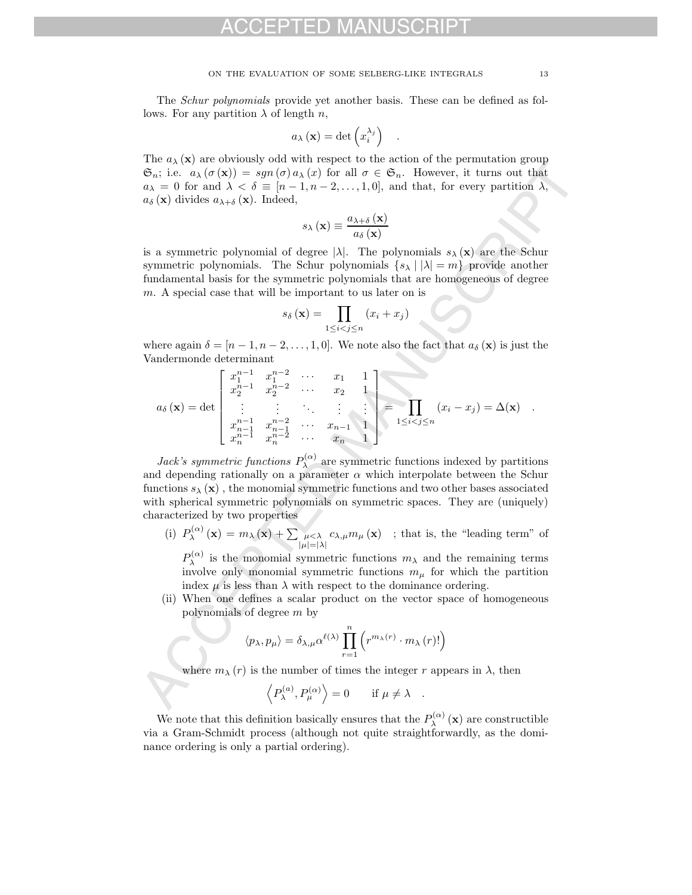The *Schur polynomials* provide yet another basis. These can be defined as follows. For any partition $\lambda$ of length $n$,

$$a_\lambda(\mathbf{x}) = \det\left(x_i^{\lambda_j}\right) \quad .$$

The $a_\lambda(\mathbf{x})$ are obviously odd with respect to the action of the permutation group $\mathfrak{S}_n$; i.e. $a_\lambda(\sigma(\mathbf{x})) = sgn(\sigma)\, a_\lambda(x)$ for all $\sigma \in \mathfrak{S}_n$. However, it turns out that $a_\lambda = 0$ for and $\lambda < \delta \equiv [n-1, n-2, \ldots, 1, 0]$, and that, for every partition $\lambda$, $a_\delta(\mathbf{x})$ divides $a_{\lambda+\delta}(\mathbf{x})$. Indeed,

$$s_\lambda(\mathbf{x}) \equiv \frac{a_{\lambda+\delta}(\mathbf{x})}{a_\delta(\mathbf{x})}$$

is a symmetric polynomial of degree $|\lambda|$. The polynomials $s_\lambda(\mathbf{x})$ are the Schur symmetric polynomials. The Schur polynomials $\{s_\lambda \mid |\lambda| = m\}$ provide another fundamental basis for the symmetric polynomials that are homogeneous of degree $m$. A special case that will be important to us later on is

$$s_\delta(\mathbf{x}) = \prod_{1 \le i < j \le n} (x_i + x_j)$$

where again $\delta = [n-1, n-2, \ldots, 1, 0]$. We note also the fact that $a_\delta(\mathbf{x})$ is just the Vandermonde determinant

$$a_\delta(\mathbf{x}) = \det\begin{bmatrix} x_1^{n-1} & x_1^{n-2} & \cdots & x_1 & 1 \\ x_2^{n-1} & x_2^{n-2} & \cdots & x_2 & 1 \\ \vdots & \vdots & \ddots & \vdots & \vdots \\ x_{n-1}^{n-1} & x_{n-1}^{n-2} & \cdots & x_{n-1} & 1 \\ x_n^{n-1} & x_n^{n-2} & \cdots & x_n & 1 \end{bmatrix} = \prod_{1 \le i < j \le n} (x_i - x_j) = \Delta(\mathbf{x}) \quad .$$

*Jack's symmetric functions* $P_\lambda^{(\alpha)}$ are symmetric functions indexed by partitions and depending rationally on a parameter $\alpha$ which interpolate between the Schur functions $s_\lambda(\mathbf{x})$, the monomial symmetric functions and two other bases associated with spherical symmetric polynomials on symmetric spaces. They are (uniquely) characterized by two properties

(i) $P_\lambda^{(\alpha)}(\mathbf{x}) = m_\lambda(\mathbf{x}) + \sum_{\substack{\mu<\lambda \\ |\mu|=|\lambda|}} c_{\lambda,\mu} m_\mu(\mathbf{x})$ ; that is, the "leading term" of $P_\lambda^{(\alpha)}$ is the monomial symmetric functions $m_\lambda$ and the remaining terms involve only monomial symmetric functions $m_\mu$ for which the partition index $\mu$ is less than $\lambda$ with respect to the dominance ordering.

(ii) When one defines a scalar product on the vector space of homogeneous polynomials of degree $m$ by

$$\langle p_\lambda, p_\mu \rangle = \delta_{\lambda,\mu} \alpha^{\ell(\lambda)} \prod_{r=1}^{n} \left( r^{m_\lambda(r)} \cdot m_\lambda(r)! \right)$$

where $m_\lambda(r)$ is the number of times the integer $r$ appears in $\lambda$, then

$$\left\langle P_\lambda^{(a)}, P_\mu^{(\alpha)} \right\rangle = 0 \qquad \text{if } \mu \neq \lambda \quad .$$

We note that this definition basically ensures that the $P_\lambda^{(\alpha)}(\mathbf{x})$ are constructible via a Gram-Schmidt process (although not quite straightforwardly, as the dominance ordering is only a partial ordering).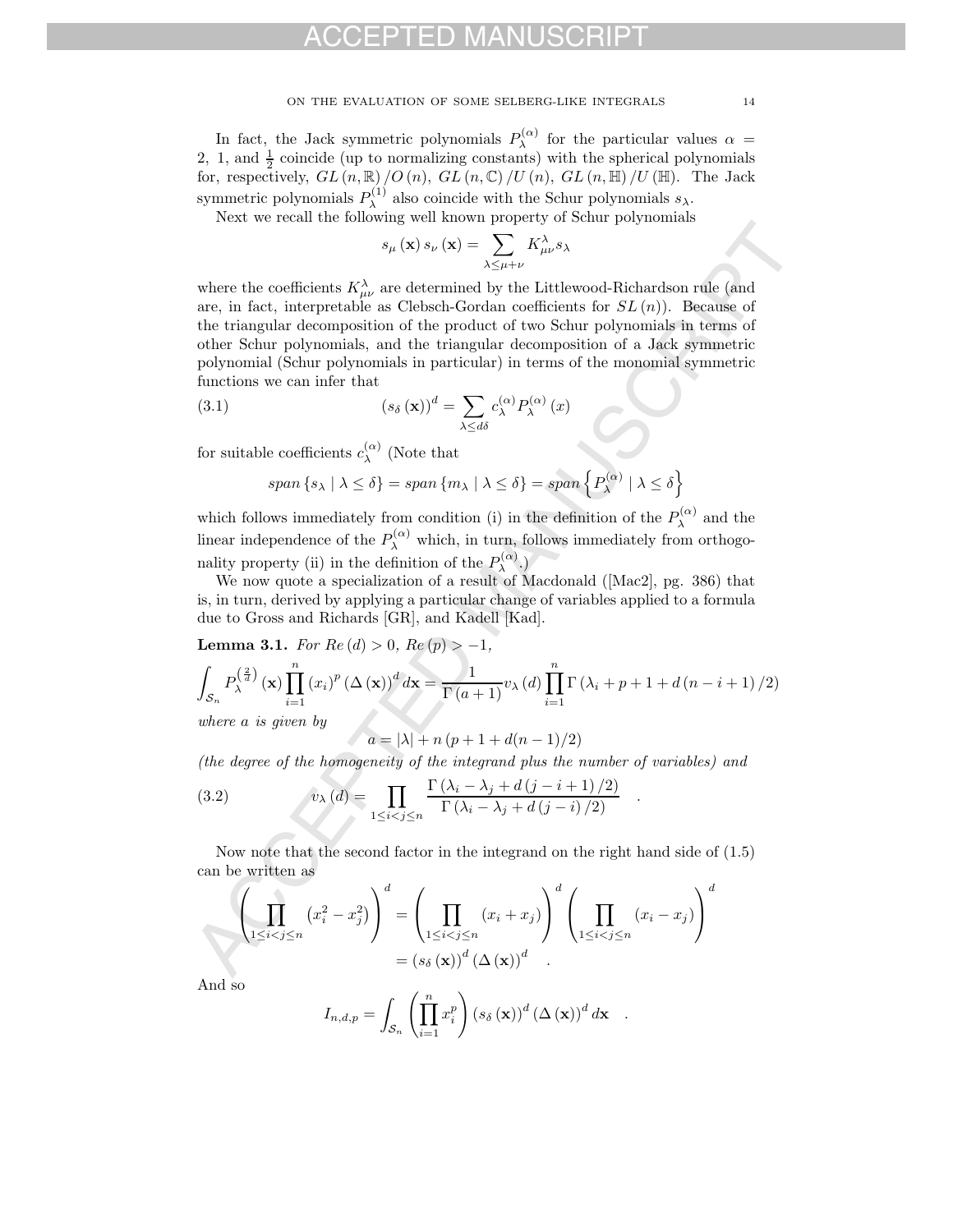In fact, the Jack symmetric polynomials $P_\lambda^{(\alpha)}$ for the particular values $\alpha = 2,\ 1$, and $\frac{1}{2}$ coincide (up to normalizing constants) with the spherical polynomials for, respectively, $GL(n,\mathbb{R})/O(n)$, $GL(n,\mathbb{C})/U(n)$, $GL(n,\mathbb{H})/U(\mathbb{H})$. The Jack symmetric polynomials $P_\lambda^{(1)}$ also coincide with the Schur polynomials $s_\lambda$.

Next we recall the following well known property of Schur polynomials

$$s_\mu(\mathbf{x})\, s_\nu(\mathbf{x}) = \sum_{\lambda \leq \mu+\nu} K_{\mu\nu}^{\lambda} s_\lambda$$

where the coefficients $K_{\mu\nu}^{\lambda}$ are determined by the Littlewood-Richardson rule (and are, in fact, interpretable as Clebsch-Gordan coefficients for $SL(n)$). Because of the triangular decomposition of the product of two Schur polynomials in terms of other Schur polynomials, and the triangular decomposition of a Jack symmetric polynomial (Schur polynomials in particular) in terms of the monomial symmetric functions we can infer that

$$(s_\delta(\mathbf{x}))^d = \sum_{\lambda \leq d\delta} c_\lambda^{(\alpha)} P_\lambda^{(\alpha)}(x) \tag{3.1}$$

for suitable coefficients $c_\lambda^{(\alpha)}$ (Note that

$$span\left\{s_\lambda \mid \lambda \leq \delta\right\} = span\left\{m_\lambda \mid \lambda \leq \delta\right\} = span\left\{P_\lambda^{(\alpha)} \mid \lambda \leq \delta\right\}$$

which follows immediately from condition (i) in the definition of the $P_\lambda^{(\alpha)}$ and the linear independence of the $P_\lambda^{(\alpha)}$ which, in turn, follows immediately from orthogonality property (ii) in the definition of the $P_\lambda^{(\alpha)}$.)

We now quote a specialization of a result of Macdonald ([Mac2], pg. 386) that is, in turn, derived by applying a particular change of variables applied to a formula due to Gross and Richards [GR], and Kadell [Kad].

**Lemma 3.1.** *For $Re(d) > 0$, $Re(p) > -1$,*

$$\int_{\mathcal{S}_n} P_\lambda^{\left(\frac{2}{d}\right)}(\mathbf{x}) \prod_{i=1}^{n} (x_i)^p (\Delta(\mathbf{x}))^d d\mathbf{x} = \frac{1}{\Gamma(a+1)} v_\lambda(d) \prod_{i=1}^{n} \Gamma\left(\lambda_i + p + 1 + d(n-i+1)/2\right)$$

*where $a$ is given by*

$$a = |\lambda| + n\left(p + 1 + d(n-1)/2\right)$$

*(the degree of the homogeneity of the integrand plus the number of variables) and*

$$v_\lambda(d) = \prod_{1 \leq i < j \leq n} \frac{\Gamma\left(\lambda_i - \lambda_j + d(j-i+1)/2\right)}{\Gamma\left(\lambda_i - \lambda_j + d(j-i)/2\right)} \quad . \tag{3.2}$$

Now note that the second factor in the integrand on the right hand side of (1.5) can be written as

$$\left(\prod_{1\leq i<j\leq n} \left(x_i^2 - x_j^2\right)\right)^d = \left(\prod_{1\leq i<j\leq n} (x_i + x_j)\right)^d \left(\prod_{1\leq i<j\leq n} (x_i - x_j)\right)^d$$
$$= (s_\delta(\mathbf{x}))^d (\Delta(\mathbf{x}))^d \quad .$$

And so

$$I_{n,d,p} = \int_{\mathcal{S}_n} \left(\prod_{i=1}^{n} x_i^p\right) (s_\delta(\mathbf{x}))^d (\Delta(\mathbf{x}))^d d\mathbf{x} \quad .$$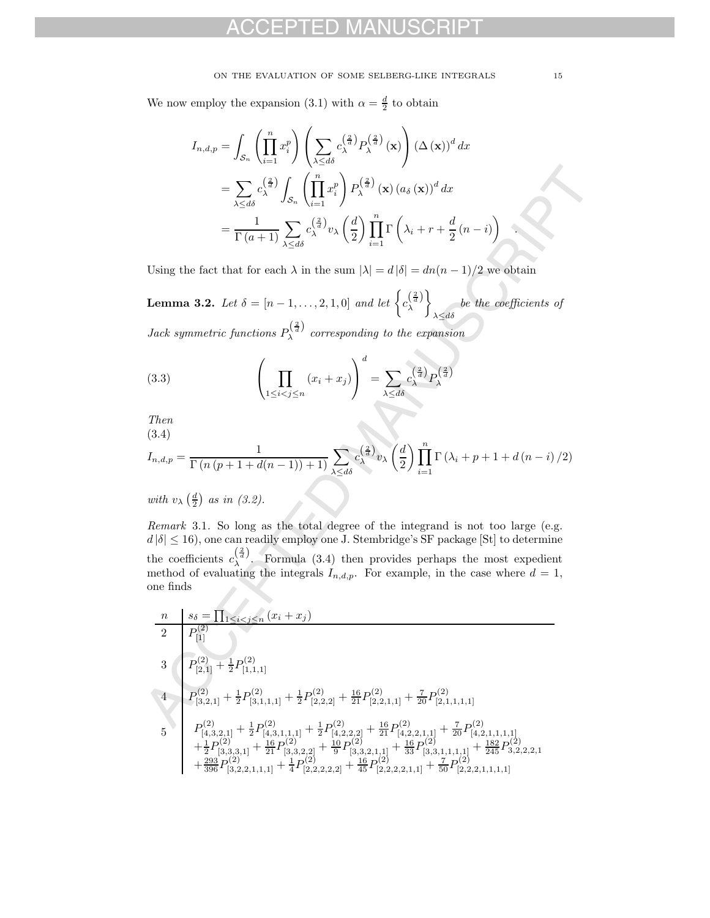We now employ the expansion (3.1) with $\alpha = \frac{d}{2}$ to obtain

$$
\begin{aligned}
I_{n,d,p} &= \int_{\mathcal{S}_n} \left( \prod_{i=1}^{n} x_i^p \right) \left( \sum_{\lambda \leq d\delta} c_\lambda^{\left(\frac{2}{d}\right)} P_\lambda^{\left(\frac{2}{d}\right)} (\mathbf{x}) \right) (\Delta(\mathbf{x}))^d \, dx \\
&= \sum_{\lambda \leq d\delta} c_\lambda^{\left(\frac{2}{d}\right)} \int_{\mathcal{S}_n} \left( \prod_{i=1}^{n} x_i^p \right) P_\lambda^{\left(\frac{2}{d}\right)} (\mathbf{x}) \left( a_\delta(\mathbf{x}) \right)^d dx \\
&= \frac{1}{\Gamma(a+1)} \sum_{\lambda \leq d\delta} c_\lambda^{\left(\frac{2}{d}\right)} v_\lambda \left( \frac{d}{2} \right) \prod_{i=1}^{n} \Gamma\left( \lambda_i + r + \frac{d}{2}(n-i) \right) .
\end{aligned}
$$

Using the fact that for each $\lambda$ in the sum $|\lambda| = d\,|\delta| = dn(n-1)/2$ we obtain

**Lemma 3.2.** *Let $\delta = [n-1, \ldots, 2, 1, 0]$ and let $\left\{ c_\lambda^{\left(\frac{2}{d}\right)} \right\}_{\lambda \leq d\delta}$ be the coefficients of Jack symmetric functions $P_\lambda^{\left(\frac{2}{d}\right)}$ corresponding to the expansion*

$$
\left( \prod_{1 \leq i < j \leq n} (x_i + x_j) \right)^d = \sum_{\lambda \leq d\delta} c_\lambda^{\left(\frac{2}{d}\right)} P_\lambda^{\left(\frac{2}{d}\right)} \tag{3.3}
$$

*Then*

$$
I_{n,d,p} = \frac{1}{\Gamma(n(p+1+d(n-1))+1)} \sum_{\lambda \leq d\delta} c_\lambda^{\left(\frac{2}{d}\right)} v_\lambda \left( \frac{d}{2} \right) \prod_{i=1}^{n} \Gamma(\lambda_i + p + 1 + d(n-i)/2) \tag{3.4}
$$

*with $v_\lambda\left(\frac{d}{2}\right)$ as in (3.2).*

*Remark* 3.1. So long as the total degree of the integrand is not too large (e.g. $d\,|\delta| \leq 16$), one can readily employ one J. Stembridge's SF package [St] to determine the coefficients $c_\lambda^{\left(\frac{2}{d}\right)}$. Formula (3.4) then provides perhaps the most expedient method of evaluating the integrals $I_{n,d,p}$. For example, in the case where $d = 1$, one finds

| $n$ | $s_\delta = \prod_{1 \leq i < j \leq n} (x_i + x_j)$ |
|---|---|
| 2 | $P_{[1]}^{(2)}$ |
| 3 | $P_{[2,1]}^{(2)} + \frac{1}{2} P_{[1,1,1]}^{(2)}$ |
| 4 | $P_{[3,2,1]}^{(2)} + \frac{1}{2} P_{[3,1,1,1]}^{(2)} + \frac{1}{2} P_{[2,2,2]}^{(2)} + \frac{16}{21} P_{[2,2,1,1]}^{(2)} + \frac{7}{20} P_{[2,1,1,1,1]}^{(2)}$ |
| 5 | $P_{[4,3,2,1]}^{(2)} + \frac{1}{2} P_{[4,3,1,1,1]}^{(2)} + \frac{1}{2} P_{[4,2,2,2]}^{(2)} + \frac{16}{21} P_{[4,2,2,1,1]}^{(2)} + \frac{7}{20} P_{[4,2,1,1,1,1]}^{(2)}$ $+ \frac{1}{2} P_{[3,3,3,1]}^{(2)} + \frac{16}{21} P_{[3,3,2,2]}^{(2)} + \frac{10}{9} P_{[3,3,2,1,1]}^{(2)} + \frac{16}{33} P_{[3,3,1,1,1,1]}^{(2)} + \frac{182}{245} P_{3,2,2,2,1}^{(2)}$ $+ \frac{293}{396} P_{[3,2,2,1,1,1]}^{(2)} + \frac{1}{4} P_{[2,2,2,2,2]}^{(2)} + \frac{16}{45} P_{[2,2,2,2,1,1]}^{(2)} + \frac{7}{50} P_{[2,2,2,1,1,1,1]}^{(2)}$ |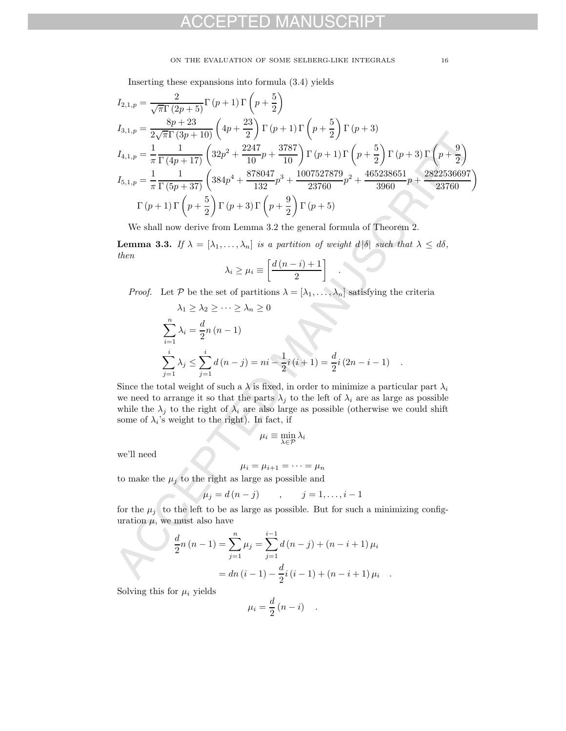Inserting these expansions into formula (3.4) yields

$$
\begin{aligned}
I_{2,1,p} &= \frac{2}{\sqrt{\pi}\Gamma\left(2p+5\right)}\Gamma\left(p+1\right)\Gamma\left(p+\frac{5}{2}\right) \\
I_{3,1,p} &= \frac{8p+23}{2\sqrt{\pi}\Gamma\left(3p+10\right)}\left(4p+\frac{23}{2}\right)\Gamma\left(p+1\right)\Gamma\left(p+\frac{5}{2}\right)\Gamma\left(p+3\right) \\
I_{4,1,p} &= \frac{1}{\pi}\frac{1}{\Gamma\left(4p+17\right)}\left(32p^2+\frac{2247}{10}p+\frac{3787}{10}\right)\Gamma\left(p+1\right)\Gamma\left(p+\frac{5}{2}\right)\Gamma\left(p+3\right)\Gamma\left(p+\frac{9}{2}\right) \\
I_{5,1,p} &= \frac{1}{\pi}\frac{1}{\Gamma\left(5p+37\right)}\left(384p^4+\frac{878047}{132}p^3+\frac{1007527879}{23760}p^2+\frac{465238651}{3960}p+\frac{2822536697}{23760}\right) \\
&\quad \Gamma\left(p+1\right)\Gamma\left(p+\frac{5}{2}\right)\Gamma\left(p+3\right)\Gamma\left(p+\frac{9}{2}\right)\Gamma\left(p+5\right)
\end{aligned}
$$

We shall now derive from Lemma 3.2 the general formula of Theorem 2.

**Lemma 3.3.** *If $\lambda = [\lambda_1, \ldots, \lambda_n]$ is a partition of weight $d\left|\delta\right|$ such that $\lambda \leq d\delta$, then*

$$
\lambda_i \geq \mu_i \equiv \left[\frac{d\left(n-i\right)+1}{2}\right] \quad .
$$

*Proof.* Let $\mathcal{P}$ be the set of partitions $\lambda = [\lambda_1, \ldots, \lambda_n]$ satisfying the criteria

$$
\begin{aligned}
&\lambda_1 \geq \lambda_2 \geq \cdots \geq \lambda_n \geq 0 \\
&\sum_{i=1}^{n} \lambda_i = \frac{d}{2}n\left(n-1\right) \\
&\sum_{j=1}^{i} \lambda_j \leq \sum_{j=1}^{i} d\left(n-j\right) = ni - \frac{1}{2}i\left(i+1\right) = \frac{d}{2}i\left(2n-i-1\right) \quad .
\end{aligned}
$$

Since the total weight of such a $\lambda$ is fixed, in order to minimize a particular part $\lambda_i$ we need to arrange it so that the parts $\lambda_j$ to the left of $\lambda_i$ are as large as possible while the $\lambda_j$ to the right of $\lambda_i$ are also large as possible (otherwise we could shift some of $\lambda_i$'s weight to the right). In fact, if

$$
\mu_i \equiv \min_{\lambda \in \mathcal{P}} \lambda_i
$$

we'll need

$$
\mu_i = \mu_{i+1} = \cdots = \mu_n
$$

to make the $\mu_j$ to the right as large as possible and

$$
\mu_j = d\left(n-j\right) \qquad , \qquad j = 1, \ldots, i-1
$$

for the $\mu_j$ to the left to be as large as possible. But for such a minimizing configuration $\mu$, we must also have

$$
\begin{aligned}
\frac{d}{2}n\left(n-1\right) &= \sum_{j=1}^{n} \mu_j = \sum_{j=1}^{i-1} d\left(n-j\right) + \left(n-i+1\right)\mu_i \\
&= dn\left(i-1\right) - \frac{d}{2}i\left(i-1\right) + \left(n-i+1\right)\mu_i \quad .
\end{aligned}
$$

Solving this for $\mu_i$ yields

$$
\mu_i = \frac{d}{2}\left(n-i\right) \quad .
$$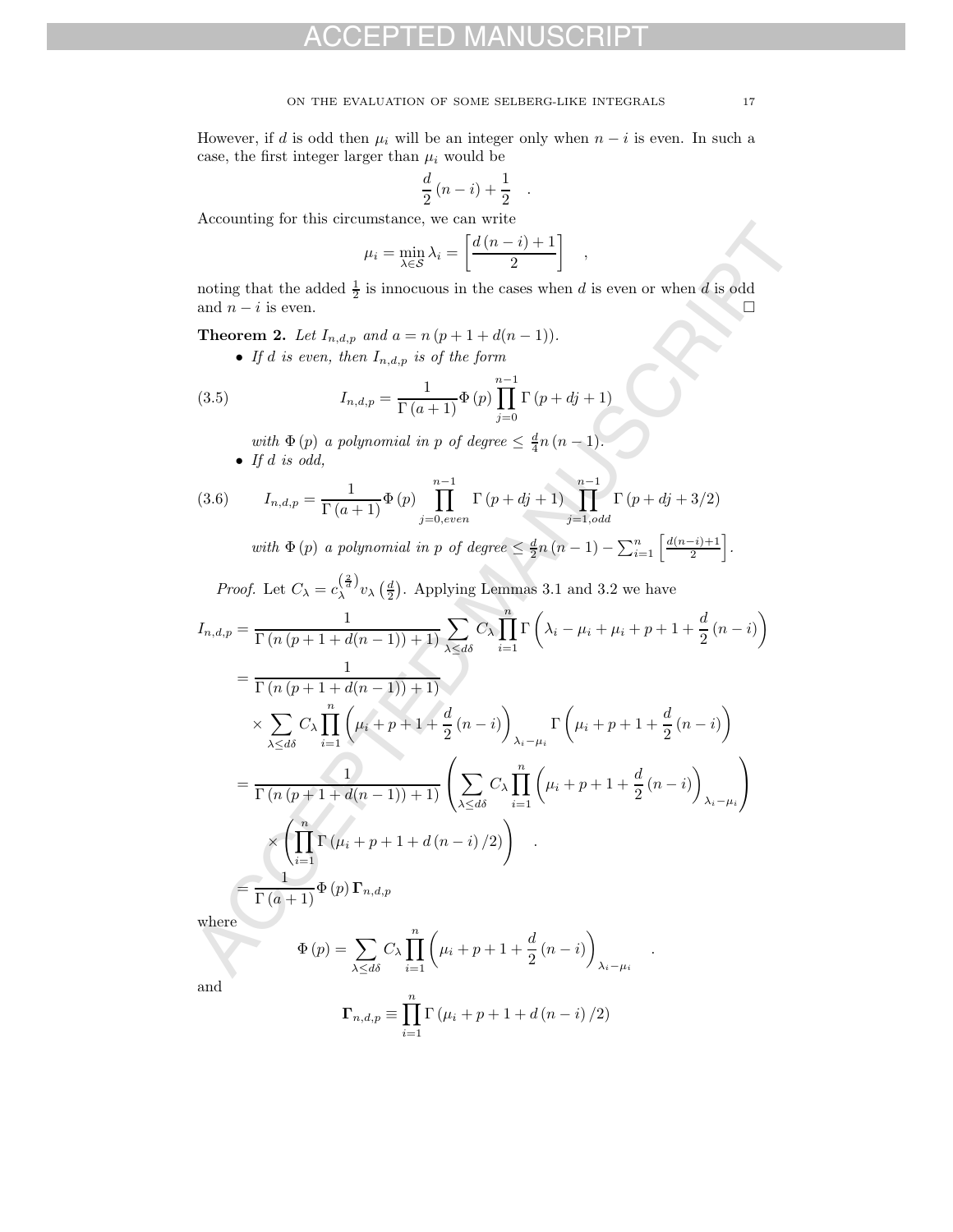However, if $d$ is odd then $\mu_i$ will be an integer only when $n-i$ is even. In such a case, the first integer larger than $\mu_i$ would be

$$\frac{d}{2}(n-i)+\frac{1}{2} \quad .$$

Accounting for this circumstance, we can write

$$\mu_i = \min_{\lambda\in\mathcal{S}} \lambda_i = \left[\frac{d(n-i)+1}{2}\right] \quad ,$$

noting that the added $\frac{1}{2}$ is innocuous in the cases when $d$ is even or when $d$ is odd and $n-i$ is even. □

**Theorem 2.** *Let $I_{n,d,p}$ and $a = n(p+1+d(n-1))$.*

- *If $d$ is even, then $I_{n,d,p}$ is of the form*

$$I_{n,d,p} = \frac{1}{\Gamma(a+1)}\Phi(p)\prod_{j=0}^{n-1}\Gamma(p+dj+1) \tag{3.5}$$

  *with $\Phi(p)$ a polynomial in $p$ of degree $\leq \frac{d}{4}n(n-1)$.*
- *If $d$ is odd,*

$$I_{n,d,p} = \frac{1}{\Gamma(a+1)}\Phi(p)\prod_{j=0,even}^{n-1}\Gamma(p+dj+1)\prod_{j=1,odd}^{n-1}\Gamma(p+dj+3/2) \tag{3.6}$$

  *with $\Phi(p)$ a polynomial in $p$ of degree $\leq \frac{d}{2}n(n-1)-\sum_{i=1}^{n}\left[\frac{d(n-i)+1}{2}\right]$.*

*Proof.* Let $C_\lambda = c_\lambda^{\left(\frac{2}{d}\right)} v_\lambda\left(\frac{d}{2}\right)$. Applying Lemmas 3.1 and 3.2 we have

$$\begin{aligned}
I_{n,d,p} &= \frac{1}{\Gamma(n(p+1+d(n-1))+1)}\sum_{\lambda\leq d\delta} C_\lambda \prod_{i=1}^{n}\Gamma\left(\lambda_i-\mu_i+\mu_i+p+1+\frac{d}{2}(n-i)\right) \\
&= \frac{1}{\Gamma(n(p+1+d(n-1))+1)} \\
&\quad \times \sum_{\lambda\leq d\delta} C_\lambda \prod_{i=1}^{n}\left(\mu_i+p+1+\frac{d}{2}(n-i)\right)_{\lambda_i-\mu_i}\Gamma\left(\mu_i+p+1+\frac{d}{2}(n-i)\right) \\
&= \frac{1}{\Gamma(n(p+1+d(n-1))+1)}\left(\sum_{\lambda\leq d\delta} C_\lambda \prod_{i=1}^{n}\left(\mu_i+p+1+\frac{d}{2}(n-i)\right)_{\lambda_i-\mu_i}\right) \\
&\quad \times \left(\prod_{i=1}^{n}\Gamma(\mu_i+p+1+d(n-i)/2)\right) \quad . \\
&= \frac{1}{\Gamma(a+1)}\Phi(p)\,\mathbf{\Gamma}_{n,d,p}
\end{aligned}$$

where

$$\Phi(p) = \sum_{\lambda\leq d\delta} C_\lambda \prod_{i=1}^{n}\left(\mu_i+p+1+\frac{d}{2}(n-i)\right)_{\lambda_i-\mu_i} \quad .$$

and

$$\mathbf{\Gamma}_{n,d,p} \equiv \prod_{i=1}^{n}\Gamma(\mu_i+p+1+d(n-i)/2)$$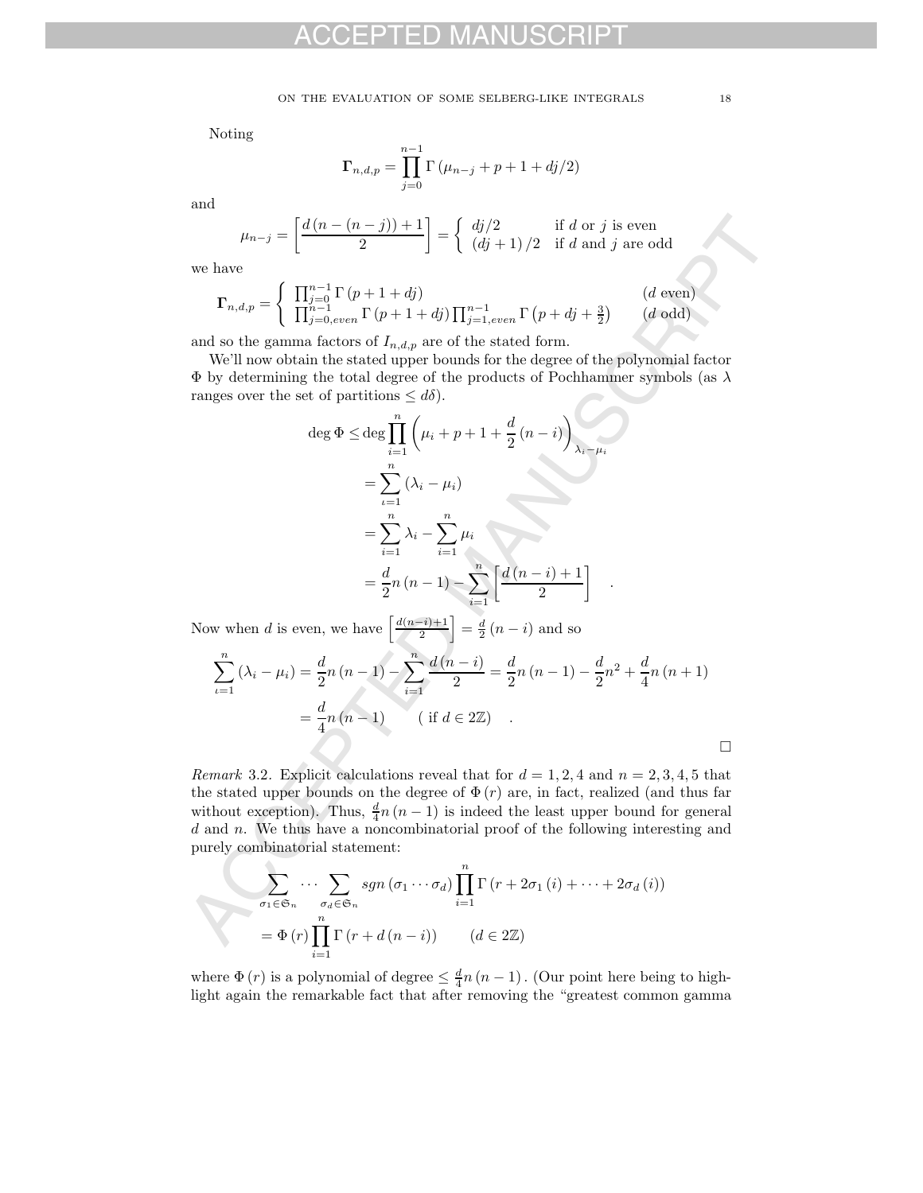Noting

$$\mathbf{\Gamma}_{n,d,p} = \prod_{j=0}^{n-1} \Gamma\left(\mu_{n-j} + p + 1 + dj/2\right)$$

and

$$\mu_{n-j} = \left[\frac{d\left(n-(n-j)\right)+1}{2}\right] = \begin{cases} dj/2 & \text{if } d \text{ or } j \text{ is even} \\ (dj+1)/2 & \text{if } d \text{ and } j \text{ are odd} \end{cases}$$

we have

$$\mathbf{\Gamma}_{n,d,p} = \begin{cases} \prod_{j=0}^{n-1} \Gamma\left(p+1+dj\right) & (d \text{ even}) \\ \prod_{j=0,even}^{n-1} \Gamma\left(p+1+dj\right) \prod_{j=1,even}^{n-1} \Gamma\left(p+dj+\frac{3}{2}\right) & (d \text{ odd}) \end{cases}$$

and so the gamma factors of $I_{n,d,p}$ are of the stated form.

We'll now obtain the stated upper bounds for the degree of the polynomial factor $\Phi$ by determining the total degree of the products of Pochhammer symbols (as $\lambda$ ranges over the set of partitions $\leq d\delta$).

$$\begin{aligned}
\deg \Phi &\leq \deg \prod_{i=1}^{n} \left(\mu_i + p + 1 + \frac{d}{2}(n-i)\right)_{\lambda_i - \mu_i} \\
&= \sum_{\iota=1}^{n} \left(\lambda_i - \mu_i\right) \\
&= \sum_{i=1}^{n} \lambda_i - \sum_{i=1}^{n} \mu_i \\
&= \frac{d}{2} n(n-1) - \sum_{i=1}^{n} \left[\frac{d(n-i)+1}{2}\right] \quad .
\end{aligned}$$

Now when $d$ is even, we have $\left[\frac{d(n-i)+1}{2}\right] = \frac{d}{2}(n-i)$ and so

$$\begin{aligned}
\sum_{\iota=1}^{n} \left(\lambda_i - \mu_i\right) &= \frac{d}{2} n(n-1) - \sum_{i=1}^{n} \frac{d(n-i)}{2} = \frac{d}{2} n(n-1) - \frac{d}{2} n^2 + \frac{d}{4} n(n+1) \\
&= \frac{d}{4} n(n-1) \qquad (\text{ if } d \in 2\mathbb{Z}) \quad .
\end{aligned}$$

$\square$

*Remark* 3.2. Explicit calculations reveal that for $d = 1, 2, 4$ and $n = 2, 3, 4, 5$ that the stated upper bounds on the degree of $\Phi(r)$ are, in fact, realized (and thus far without exception). Thus, $\frac{d}{4} n(n-1)$ is indeed the least upper bound for general $d$ and $n$. We thus have a noncombinatorial proof of the following interesting and purely combinatorial statement:

$$\begin{aligned}
&\sum_{\sigma_1 \in \mathfrak{S}_n} \cdots \sum_{\sigma_d \in \mathfrak{S}_n} sgn\left(\sigma_1 \cdots \sigma_d\right) \prod_{i=1}^{n} \Gamma\left(r + 2\sigma_1(i) + \cdots + 2\sigma_d(i)\right) \\
&= \Phi(r) \prod_{i=1}^{n} \Gamma\left(r + d(n-i)\right) \qquad (d \in 2\mathbb{Z})
\end{aligned}$$

where $\Phi(r)$ is a polynomial of degree $\leq \frac{d}{4} n(n-1)$. (Our point here being to highlight again the remarkable fact that after removing the "greatest common gamma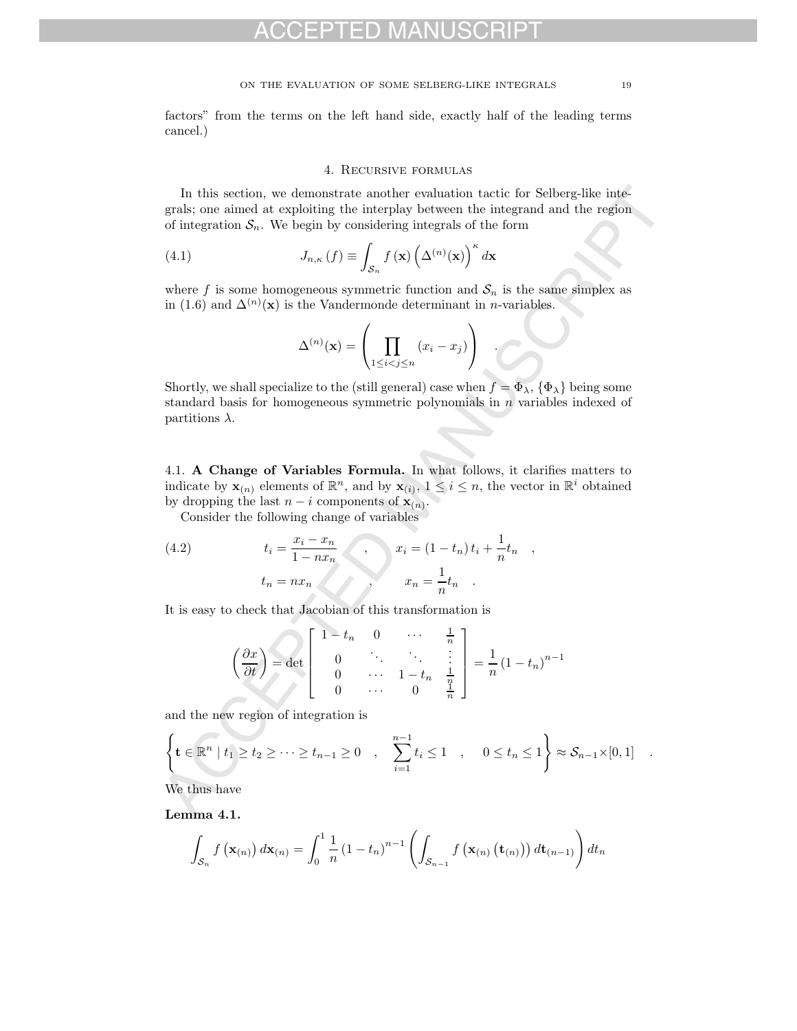factors" from the terms on the left hand side, exactly half of the leading terms cancel.)

## 4. Recursive formulas

In this section, we demonstrate another evaluation tactic for Selberg-like integrals; one aimed at exploiting the interplay between the integrand and the region of integration $\mathcal{S}_n$. We begin by considering integrals of the form

$$J_{n,\kappa}(f) \equiv \int_{\mathcal{S}_n} f(\mathbf{x}) \left(\Delta^{(n)}(\mathbf{x})\right)^{\kappa} d\mathbf{x} \tag{4.1}$$

where $f$ is some homogeneous symmetric function and $\mathcal{S}_n$ is the same simplex as in (1.6) and $\Delta^{(n)}(\mathbf{x})$ is the Vandermonde determinant in $n$-variables.

$$\Delta^{(n)}(\mathbf{x}) = \left(\prod_{1 \le i < j \le n} (x_i - x_j)\right) \quad .$$

Shortly, we shall specialize to the (still general) case when $f = \Phi_\lambda$, $\{\Phi_\lambda\}$ being some standard basis for homogeneous symmetric polynomials in $n$ variables indexed of partitions $\lambda$.

4.1. **A Change of Variables Formula.** In what follows, it clarifies matters to indicate by $\mathbf{x}_{(n)}$ elements of $\mathbb{R}^n$, and by $\mathbf{x}_{(i)}$, $1 \le i \le n$, the vector in $\mathbb{R}^i$ obtained by dropping the last $n - i$ components of $\mathbf{x}_{(n)}$.

Consider the following change of variables

$$\begin{aligned} t_i &= \frac{x_i - x_n}{1 - n x_n} \quad , \qquad x_i = (1 - t_n)\, t_i + \frac{1}{n} t_n \quad , \\ t_n &= n x_n \quad , \qquad x_n = \frac{1}{n} t_n \quad . \end{aligned} \tag{4.2}$$

It is easy to check that Jacobian of this transformation is

$$\left(\frac{\partial x}{\partial t}\right) = \det \begin{bmatrix} 1 - t_n & 0 & \cdots & \frac{1}{n} \\ 0 & \ddots & \ddots & \vdots \\ 0 & \cdots & 1 - t_n & \frac{1}{n} \\ 0 & \cdots & 0 & \frac{1}{n} \end{bmatrix} = \frac{1}{n} (1 - t_n)^{n-1}$$

and the new region of integration is

$$\left\{ \mathbf{t} \in \mathbb{R}^n \mid t_1 \ge t_2 \ge \cdots \ge t_{n-1} \ge 0 \quad , \quad \sum_{i=1}^{n-1} t_i \le 1 \quad , \quad 0 \le t_n \le 1 \right\} \approx \mathcal{S}_{n-1} \times [0,1] \quad .$$

We thus have

**Lemma 4.1.**

$$\int_{\mathcal{S}_n} f\left(\mathbf{x}_{(n)}\right) d\mathbf{x}_{(n)} = \int_0^1 \frac{1}{n} (1 - t_n)^{n-1} \left( \int_{\mathcal{S}_{n-1}} f\left(\mathbf{x}_{(n)}\left(\mathbf{t}_{(n)}\right)\right) d\mathbf{t}_{(n-1)} \right) dt_n$$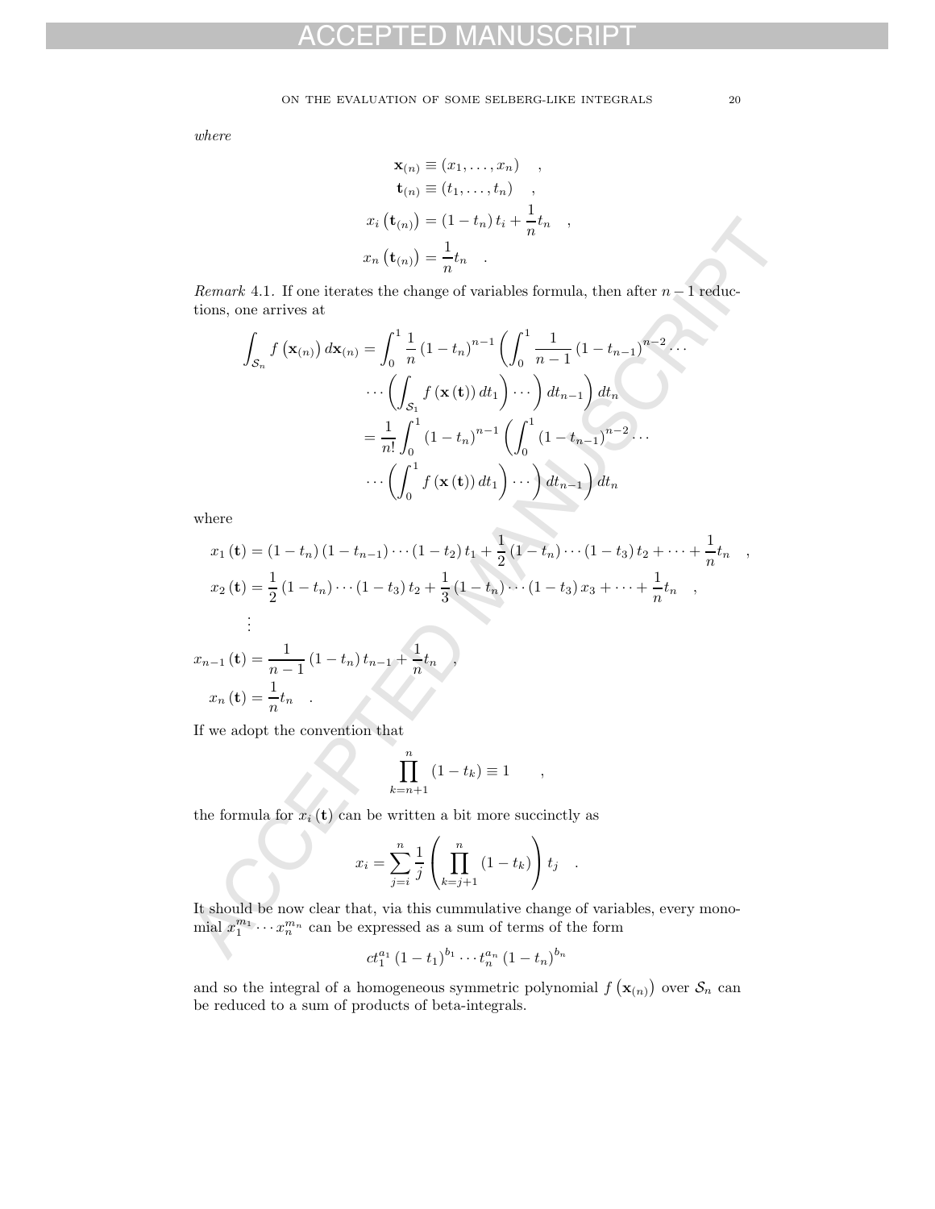*where*

$$
\begin{aligned}
\mathbf{x}_{(n)} &\equiv (x_1, \ldots, x_n) \quad , \\
\mathbf{t}_{(n)} &\equiv (t_1, \ldots, t_n) \quad , \\
x_i\left(\mathbf{t}_{(n)}\right) &= (1 - t_n)\, t_i + \frac{1}{n} t_n \quad , \\
x_n\left(\mathbf{t}_{(n)}\right) &= \frac{1}{n} t_n \quad .
\end{aligned}
$$

*Remark* 4.1. If one iterates the change of variables formula, then after $n-1$ reductions, one arrives at

$$
\begin{aligned}
\int_{\mathcal{S}_n} f\left(\mathbf{x}_{(n)}\right) d\mathbf{x}_{(n)} &= \int_0^1 \frac{1}{n} (1 - t_n)^{n-1} \left( \int_0^1 \frac{1}{n-1} (1 - t_{n-1})^{n-2} \cdots \right. \\
&\qquad \left. \cdots \left( \int_{\mathcal{S}_1} f(\mathbf{x}(\mathbf{t}))\, dt_1 \right) \cdots \right) dt_{n-1} \Bigg) dt_n \\
&= \frac{1}{n!} \int_0^1 (1 - t_n)^{n-1} \left( \int_0^1 (1 - t_{n-1})^{n-2} \cdots \right. \\
&\qquad \left. \cdots \left( \int_0^1 f(\mathbf{x}(\mathbf{t}))\, dt_1 \right) \cdots \right) dt_{n-1} \Bigg) dt_n
\end{aligned}
$$

where

$$
\begin{aligned}
x_1(\mathbf{t}) &= (1 - t_n)(1 - t_{n-1}) \cdots (1 - t_2)\, t_1 + \frac{1}{2} (1 - t_n) \cdots (1 - t_3)\, t_2 + \cdots + \frac{1}{n} t_n \quad , \\
x_2(\mathbf{t}) &= \frac{1}{2} (1 - t_n) \cdots (1 - t_3)\, t_2 + \frac{1}{3} (1 - t_n) \cdots (1 - t_3)\, x_3 + \cdots + \frac{1}{n} t_n \quad , \\
&\vdots \\
x_{n-1}(\mathbf{t}) &= \frac{1}{n-1} (1 - t_n)\, t_{n-1} + \frac{1}{n} t_n \quad , \\
x_n(\mathbf{t}) &= \frac{1}{n} t_n \quad .
\end{aligned}
$$

If we adopt the convention that

$$
\prod_{k=n+1}^{n} (1 - t_k) \equiv 1 \qquad ,
$$

the formula for $x_i(\mathbf{t})$ can be written a bit more succinctly as

$$
x_i = \sum_{j=i}^{n} \frac{1}{j} \left( \prod_{k=j+1}^{n} (1 - t_k) \right) t_j \quad .
$$

It should be now clear that, via this cummulative change of variables, every monomial $x_1^{m_1} \cdots x_n^{m_n}$ can be expressed as a sum of terms of the form

$$
c t_1^{a_1} (1 - t_1)^{b_1} \cdots t_n^{a_n} (1 - t_n)^{b_n}
$$

and so the integral of a homogeneous symmetric polynomial $f\left(\mathbf{x}_{(n)}\right)$ over $\mathcal{S}_n$ can be reduced to a sum of products of beta-integrals.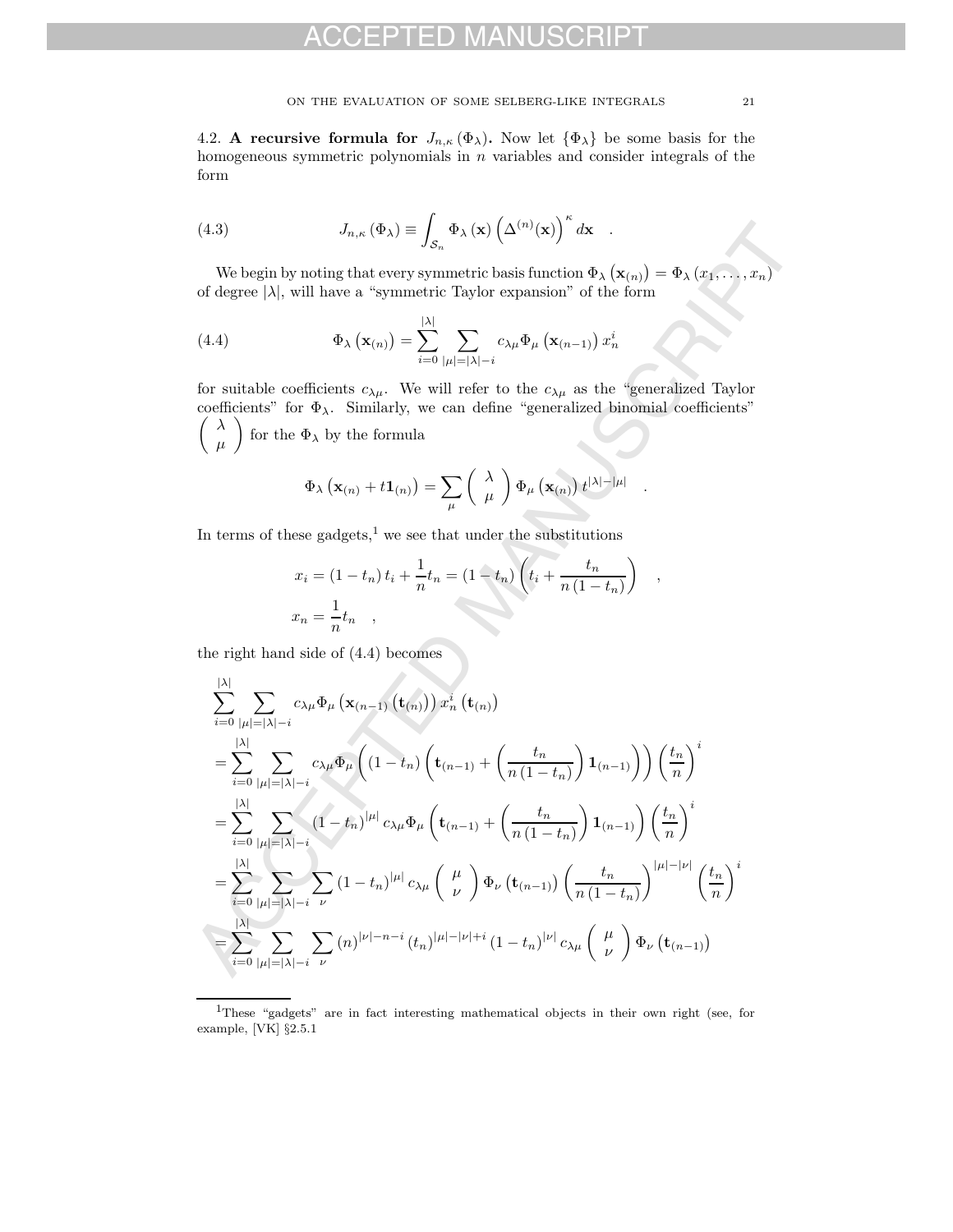4.2. **A recursive formula for $J_{n,\kappa}(\Phi_\lambda)$.** Now let $\{\Phi_\lambda\}$ be some basis for the homogeneous symmetric polynomials in $n$ variables and consider integrals of the form

$$J_{n,\kappa}(\Phi_\lambda) \equiv \int_{\mathcal{S}_n} \Phi_\lambda(\mathbf{x}) \left(\Delta^{(n)}(\mathbf{x})\right)^\kappa d\mathbf{x} \quad . \tag{4.3}$$

We begin by noting that every symmetric basis function $\Phi_\lambda(\mathbf{x}_{(n)}) = \Phi_\lambda(x_1, \ldots, x_n)$ of degree $|\lambda|$, will have a "symmetric Taylor expansion" of the form

$$\Phi_\lambda(\mathbf{x}_{(n)}) = \sum_{i=0}^{|\lambda|} \sum_{|\mu|=|\lambda|-i} c_{\lambda\mu} \Phi_\mu(\mathbf{x}_{(n-1)}) x_n^i \tag{4.4}$$

for suitable coefficients $c_{\lambda\mu}$. We will refer to the $c_{\lambda\mu}$ as the "generalized Taylor coefficients" for $\Phi_\lambda$. Similarly, we can define "generalized binomial coefficients" $\begin{pmatrix} \lambda \\ \mu \end{pmatrix}$ for the $\Phi_\lambda$ by the formula

$$\Phi_\lambda(\mathbf{x}_{(n)} + t\mathbf{1}_{(n)}) = \sum_\mu \begin{pmatrix} \lambda \\ \mu \end{pmatrix} \Phi_\mu(\mathbf{x}_{(n)}) t^{|\lambda|-|\mu|} \quad .$$

In terms of these gadgets,[1] we see that under the substitutions

$$\begin{aligned}
x_i &= (1-t_n) t_i + \frac{1}{n} t_n = (1-t_n)\left(t_i + \frac{t_n}{n(1-t_n)}\right) \quad , \\
x_n &= \frac{1}{n} t_n \quad ,
\end{aligned}$$

the right hand side of (4.4) becomes

$$\begin{aligned}
&\sum_{i=0}^{|\lambda|} \sum_{|\mu|=|\lambda|-i} c_{\lambda\mu} \Phi_\mu\left(\mathbf{x}_{(n-1)}(\mathbf{t}_{(n)})\right) x_n^i(\mathbf{t}_{(n)}) \\
&= \sum_{i=0}^{|\lambda|} \sum_{|\mu|=|\lambda|-i} c_{\lambda\mu} \Phi_\mu\left((1-t_n)\left(\mathbf{t}_{(n-1)} + \left(\frac{t_n}{n(1-t_n)}\right)\mathbf{1}_{(n-1)}\right)\right) \left(\frac{t_n}{n}\right)^i \\
&= \sum_{i=0}^{|\lambda|} \sum_{|\mu|=|\lambda|-i} (1-t_n)^{|\mu|} c_{\lambda\mu} \Phi_\mu\left(\mathbf{t}_{(n-1)} + \left(\frac{t_n}{n(1-t_n)}\right)\mathbf{1}_{(n-1)}\right) \left(\frac{t_n}{n}\right)^i \\
&= \sum_{i=0}^{|\lambda|} \sum_{|\mu|=|\lambda|-i} \sum_\nu (1-t_n)^{|\mu|} c_{\lambda\mu} \begin{pmatrix} \mu \\ \nu \end{pmatrix} \Phi_\nu(\mathbf{t}_{(n-1)}) \left(\frac{t_n}{n(1-t_n)}\right)^{|\mu|-|\nu|} \left(\frac{t_n}{n}\right)^i \\
&= \sum_{i=0}^{|\lambda|} \sum_{|\mu|=|\lambda|-i} \sum_\nu (n)^{|\nu|-n-i} (t_n)^{|\mu|-|\nu|+i} (1-t_n)^{|\nu|} c_{\lambda\mu} \begin{pmatrix} \mu \\ \nu \end{pmatrix} \Phi_\nu(\mathbf{t}_{(n-1)})
\end{aligned}$$

[1] These "gadgets" are in fact interesting mathematical objects in their own right (see, for example, [VK] §2.5.1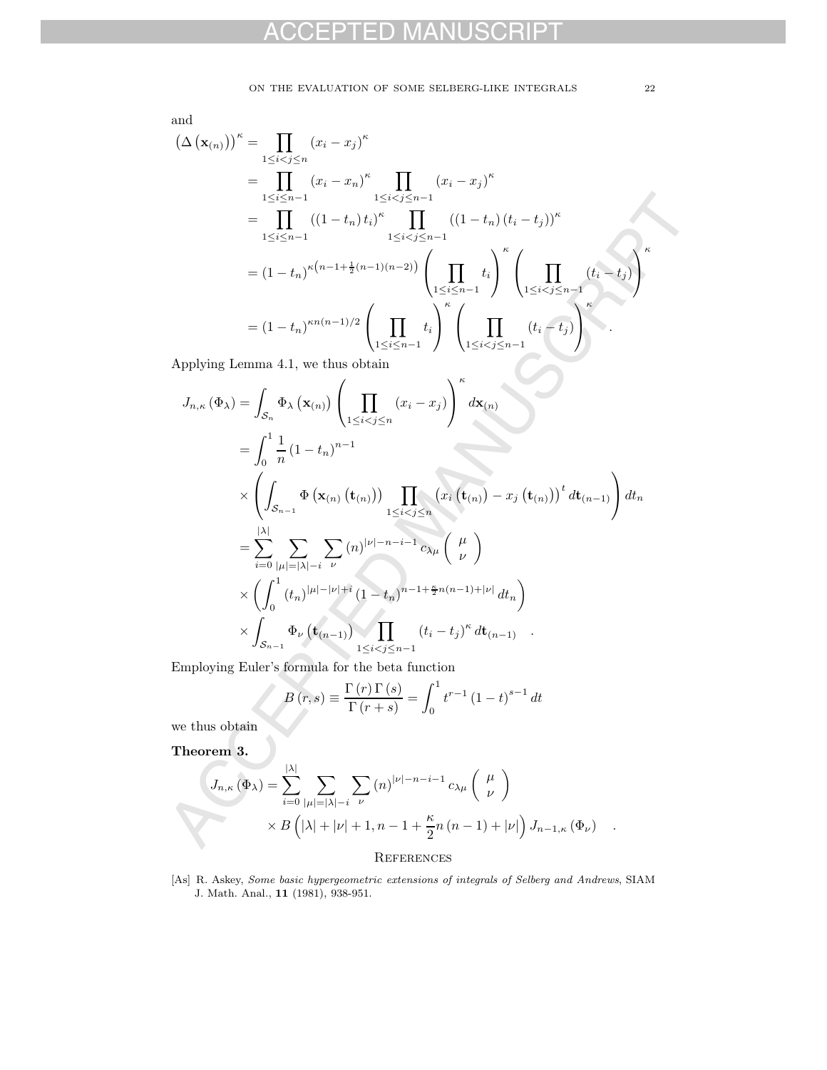and

$$
\begin{aligned}
\left(\Delta\left(\mathbf{x}_{(n)}\right)\right)^{\kappa} &= \prod_{1\le i<j\le n}\left(x_i - x_j\right)^{\kappa} \\
&= \prod_{1\le i\le n-1}\left(x_i - x_n\right)^{\kappa} \prod_{1\le i<j\le n-1}\left(x_i - x_j\right)^{\kappa} \\
&= \prod_{1\le i\le n-1}\left(\left(1-t_n\right)t_i\right)^{\kappa} \prod_{1\le i<j\le n-1}\left(\left(1-t_n\right)\left(t_i - t_j\right)\right)^{\kappa} \\
&= \left(1-t_n\right)^{\kappa\left(n-1+\frac{1}{2}(n-1)(n-2)\right)} \left(\prod_{1\le i\le n-1} t_i\right)^{\kappa} \left(\prod_{1\le i<j\le n-1}\left(t_i - t_j\right)\right)^{\kappa} \\
&= \left(1-t_n\right)^{\kappa n(n-1)/2} \left(\prod_{1\le i\le n-1} t_i\right)^{\kappa} \left(\prod_{1\le i<j\le n-1}\left(t_i - t_j\right)\right)^{\kappa} .
\end{aligned}
$$

Applying Lemma 4.1, we thus obtain

$$
\begin{aligned}
J_{n,\kappa}\left(\Phi_{\lambda}\right) &= \int_{\mathcal{S}_n} \Phi_{\lambda}\left(\mathbf{x}_{(n)}\right) \left(\prod_{1\le i<j\le n}\left(x_i - x_j\right)\right)^{\kappa} d\mathbf{x}_{(n)} \\
&= \int_0^1 \frac{1}{n}\left(1-t_n\right)^{n-1} \\
&\times \left(\int_{\mathcal{S}_{n-1}} \Phi\left(\mathbf{x}_{(n)}\left(\mathbf{t}_{(n)}\right)\right) \prod_{1\le i<j\le n}\left(x_i\left(\mathbf{t}_{(n)}\right) - x_j\left(\mathbf{t}_{(n)}\right)\right)^{t} d\mathbf{t}_{(n-1)}\right) dt_n \\
&= \sum_{i=0}^{|\lambda|} \sum_{|\mu|=|\lambda|-i} \sum_{\nu} (n)^{|\nu|-n-i-1} c_{\lambda\mu} \begin{pmatrix} \mu \\ \nu \end{pmatrix} \\
&\times \left(\int_0^1 \left(t_n\right)^{|\mu|-|\nu|+i} \left(1-t_n\right)^{n-1+\frac{\kappa}{2}n(n-1)+|\nu|} dt_n\right) \\
&\times \int_{\mathcal{S}_{n-1}} \Phi_{\nu}\left(\mathbf{t}_{(n-1)}\right) \prod_{1\le i<j\le n-1}\left(t_i - t_j\right)^{\kappa} d\mathbf{t}_{(n-1)} \quad .
\end{aligned}
$$

Employing Euler's formula for the beta function

$$
B(r,s) \equiv \frac{\Gamma(r)\,\Gamma(s)}{\Gamma(r+s)} = \int_0^1 t^{r-1}(1-t)^{s-1}\,dt
$$

we thus obtain

**Theorem 3.**

$$
\begin{aligned}
J_{n,\kappa}\left(\Phi_{\lambda}\right) = &\sum_{i=0}^{|\lambda|} \sum_{|\mu|=|\lambda|-i} \sum_{\nu} (n)^{|\nu|-n-i-1} c_{\lambda\mu} \begin{pmatrix} \mu \\ \nu \end{pmatrix} \\
&\times B\left(|\lambda| + |\nu| + 1, n-1+\frac{\kappa}{2}n(n-1)+|\nu|\right) J_{n-1,\kappa}\left(\Phi_{\nu}\right) \quad .
\end{aligned}
$$

## References

[As] R. Askey, *Some basic hypergeometric extensions of integrals of Selberg and Andrews*, SIAM J. Math. Anal., **11** (1981), 938-951.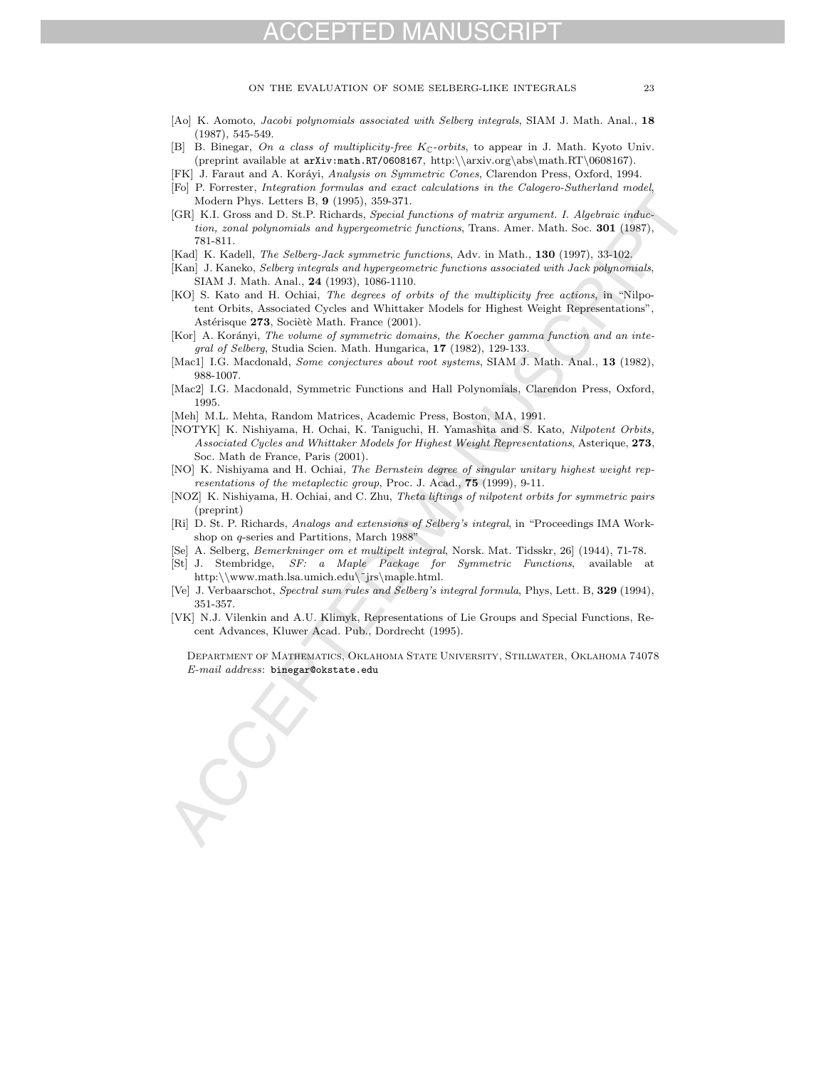[Ao] K. Aomoto, *Jacobi polynomials associated with Selberg integrals*, SIAM J. Math. Anal., **18** (1987), 545-549.

[B] B. Binegar, *On a class of multiplicity-free $K_{\mathbb{C}}$-orbits*, to appear in J. Math. Kyoto Univ. (preprint available at arXiv:math.RT/0608167, http:\\arxiv.org\abs\math.RT\0608167).

[FK] J. Faraut and A. Koráyi, *Analysis on Symmetric Cones*, Clarendon Press, Oxford, 1994.

[Fo] P. Forrester, *Integration formulas and exact calculations in the Calogero-Sutherland model*, Modern Phys. Letters B, **9** (1995), 359-371.

[GR] K.I. Gross and D. St.P. Richards, *Special functions of matrix argument. I. Algebraic induction, zonal polynomials and hypergeometric functions*, Trans. Amer. Math. Soc. **301** (1987), 781-811.

[Kad] K. Kadell, *The Selberg-Jack symmetric functions*, Adv. in Math., **130** (1997), 33-102.

[Kan] J. Kaneko, *Selberg integrals and hypergeometric functions associated with Jack polynomials*, SIAM J. Math. Anal., **24** (1993), 1086-1110.

[KO] S. Kato and H. Ochiai, *The degrees of orbits of the multiplicity free actions*, in "Nilpotent Orbits, Associated Cycles and Whittaker Models for Highest Weight Representations", Astérisque **273**, Sociètè Math. France (2001).

[Kor] A. Korányi, *The volume of symmetric domains, the Koecher gamma function and an integral of Selberg*, Studia Scien. Math. Hungarica, **17** (1982), 129-133.

[Mac1] I.G. Macdonald, *Some conjectures about root systems*, SIAM J. Math. Anal., **13** (1982), 988-1007.

[Mac2] I.G. Macdonald, Symmetric Functions and Hall Polynomials, Clarendon Press, Oxford, 1995.

[Meh] M.L. Mehta, Random Matrices, Academic Press, Boston, MA, 1991.

[NOTYK] K. Nishiyama, H. Ochai, K. Taniguchi, H. Yamashita and S. Kato, *Nilpotent Orbits, Associated Cycles and Whittaker Models for Highest Weight Representations*, Asterique, **273**, Soc. Math de France, Paris (2001).

[NO] K. Nishiyama and H. Ochiai, *The Bernstein degree of singular unitary highest weight representations of the metaplectic group*, Proc. J. Acad., **75** (1999), 9-11.

[NOZ] K. Nishiyama, H. Ochiai, and C. Zhu, *Theta liftings of nilpotent orbits for symmetric pairs* (preprint)

[Ri] D. St. P. Richards, *Analogs and extensions of Selberg's integral*, in "Proceedings IMA Workshop on $q$-series and Partitions, March 1988"

[Se] A. Selberg, *Bemerkninger om et multipelt integral*, Norsk. Mat. Tidsskr, 26] (1944), 71-78.

[St] J. Stembridge, *SF: a Maple Package for Symmetric Functions*, available at http:\\www.math.lsa.umich.edu\~jrs\maple.html.

[Ve] J. Verbaarschot, *Spectral sum rules and Selberg's integral formula*, Phys, Lett. B, **329** (1994), 351-357.

[VK] N.J. Vilenkin and A.U. Klimyk, Representations of Lie Groups and Special Functions, Recent Advances, Kluwer Acad. Pub., Dordrecht (1995).

Department of Mathematics, Oklahoma State University, Stillwater, Oklahoma 74078
*E-mail address*: binegar@okstate.edu